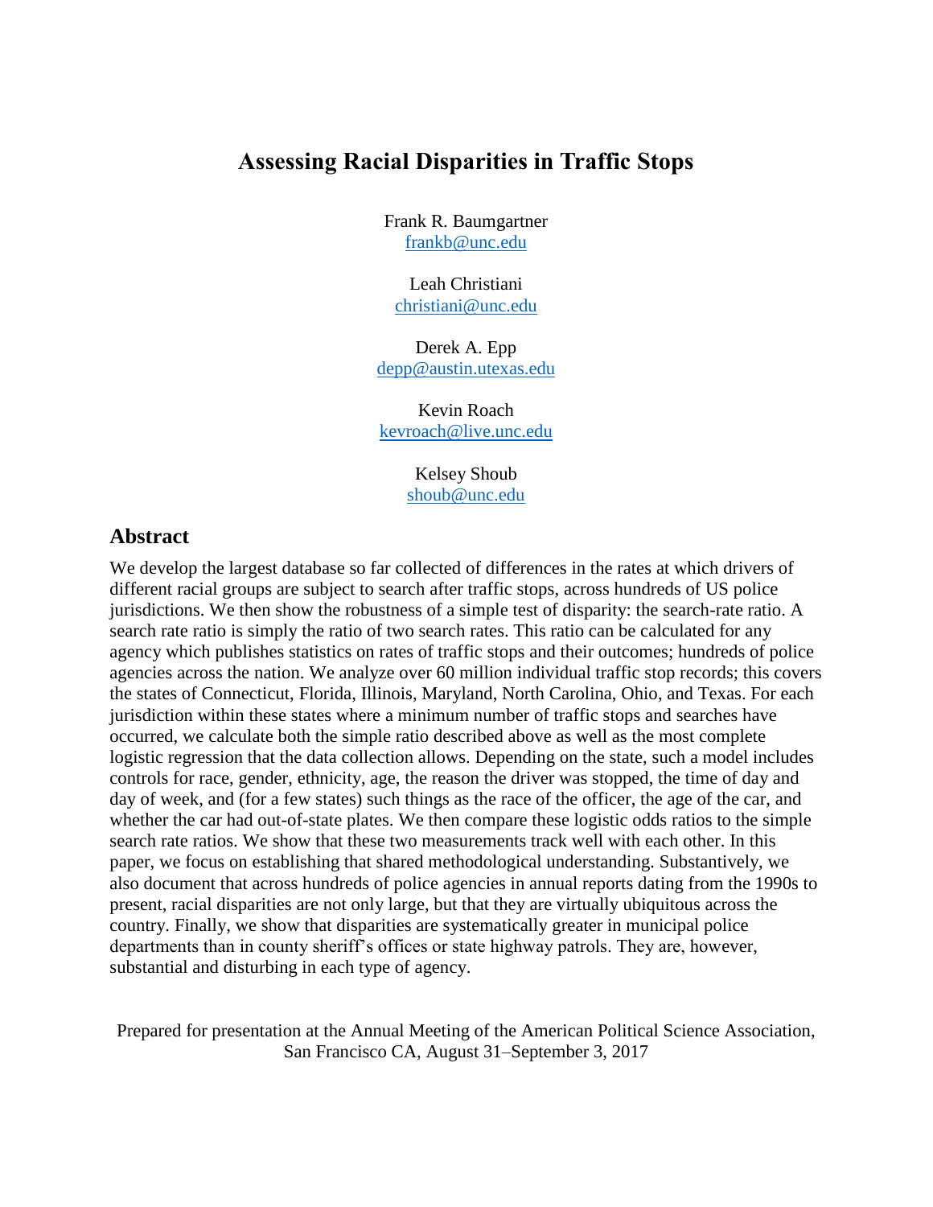# Assessing Racial Disparities in Traffic Stops

Frank R. Baumgartner
frankb@unc.edu

Leah Christiani
christiani@unc.edu

Derek A. Epp
depp@austin.utexas.edu

Kevin Roach
kevroach@live.unc.edu

Kelsey Shoub
shoub@unc.edu

## Abstract

We develop the largest database so far collected of differences in the rates at which drivers of different racial groups are subject to search after traffic stops, across hundreds of US police jurisdictions. We then show the robustness of a simple test of disparity: the search-rate ratio. A search rate ratio is simply the ratio of two search rates. This ratio can be calculated for any agency which publishes statistics on rates of traffic stops and their outcomes; hundreds of police agencies across the nation. We analyze over 60 million individual traffic stop records; this covers the states of Connecticut, Florida, Illinois, Maryland, North Carolina, Ohio, and Texas. For each jurisdiction within these states where a minimum number of traffic stops and searches have occurred, we calculate both the simple ratio described above as well as the most complete logistic regression that the data collection allows. Depending on the state, such a model includes controls for race, gender, ethnicity, age, the reason the driver was stopped, the time of day and day of week, and (for a few states) such things as the race of the officer, the age of the car, and whether the car had out-of-state plates. We then compare these logistic odds ratios to the simple search rate ratios. We show that these two measurements track well with each other. In this paper, we focus on establishing that shared methodological understanding. Substantively, we also document that across hundreds of police agencies in annual reports dating from the 1990s to present, racial disparities are not only large, but that they are virtually ubiquitous across the country. Finally, we show that disparities are systematically greater in municipal police departments than in county sheriff's offices or state highway patrols. They are, however, substantial and disturbing in each type of agency.

Prepared for presentation at the Annual Meeting of the American Political Science Association, San Francisco CA, August 31–September 3, 2017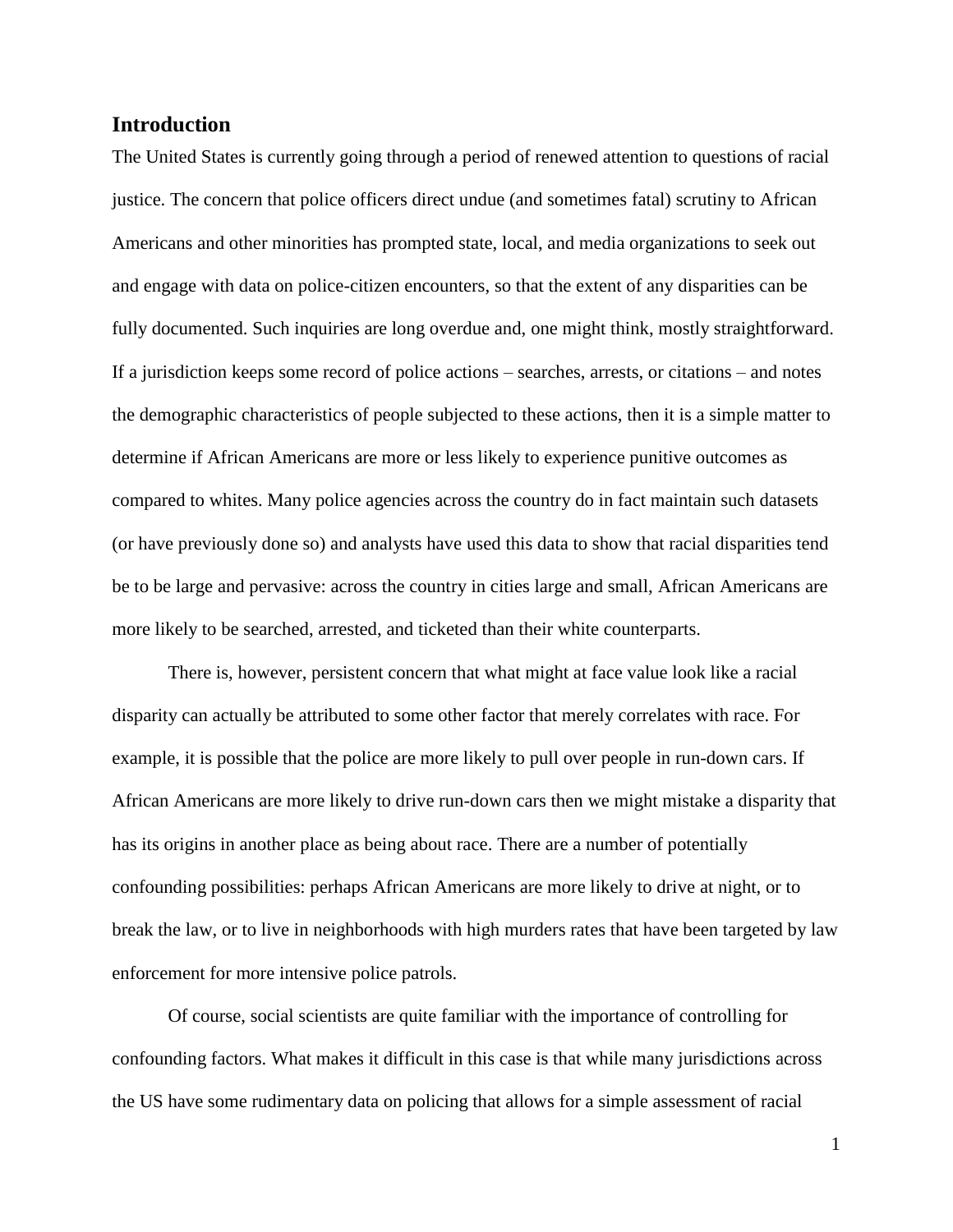## Introduction

The United States is currently going through a period of renewed attention to questions of racial justice. The concern that police officers direct undue (and sometimes fatal) scrutiny to African Americans and other minorities has prompted state, local, and media organizations to seek out and engage with data on police-citizen encounters, so that the extent of any disparities can be fully documented. Such inquiries are long overdue and, one might think, mostly straightforward. If a jurisdiction keeps some record of police actions – searches, arrests, or citations – and notes the demographic characteristics of people subjected to these actions, then it is a simple matter to determine if African Americans are more or less likely to experience punitive outcomes as compared to whites. Many police agencies across the country do in fact maintain such datasets (or have previously done so) and analysts have used this data to show that racial disparities tend be to be large and pervasive: across the country in cities large and small, African Americans are more likely to be searched, arrested, and ticketed than their white counterparts.

There is, however, persistent concern that what might at face value look like a racial disparity can actually be attributed to some other factor that merely correlates with race. For example, it is possible that the police are more likely to pull over people in run-down cars. If African Americans are more likely to drive run-down cars then we might mistake a disparity that has its origins in another place as being about race. There are a number of potentially confounding possibilities: perhaps African Americans are more likely to drive at night, or to break the law, or to live in neighborhoods with high murders rates that have been targeted by law enforcement for more intensive police patrols.

Of course, social scientists are quite familiar with the importance of controlling for confounding factors. What makes it difficult in this case is that while many jurisdictions across the US have some rudimentary data on policing that allows for a simple assessment of racial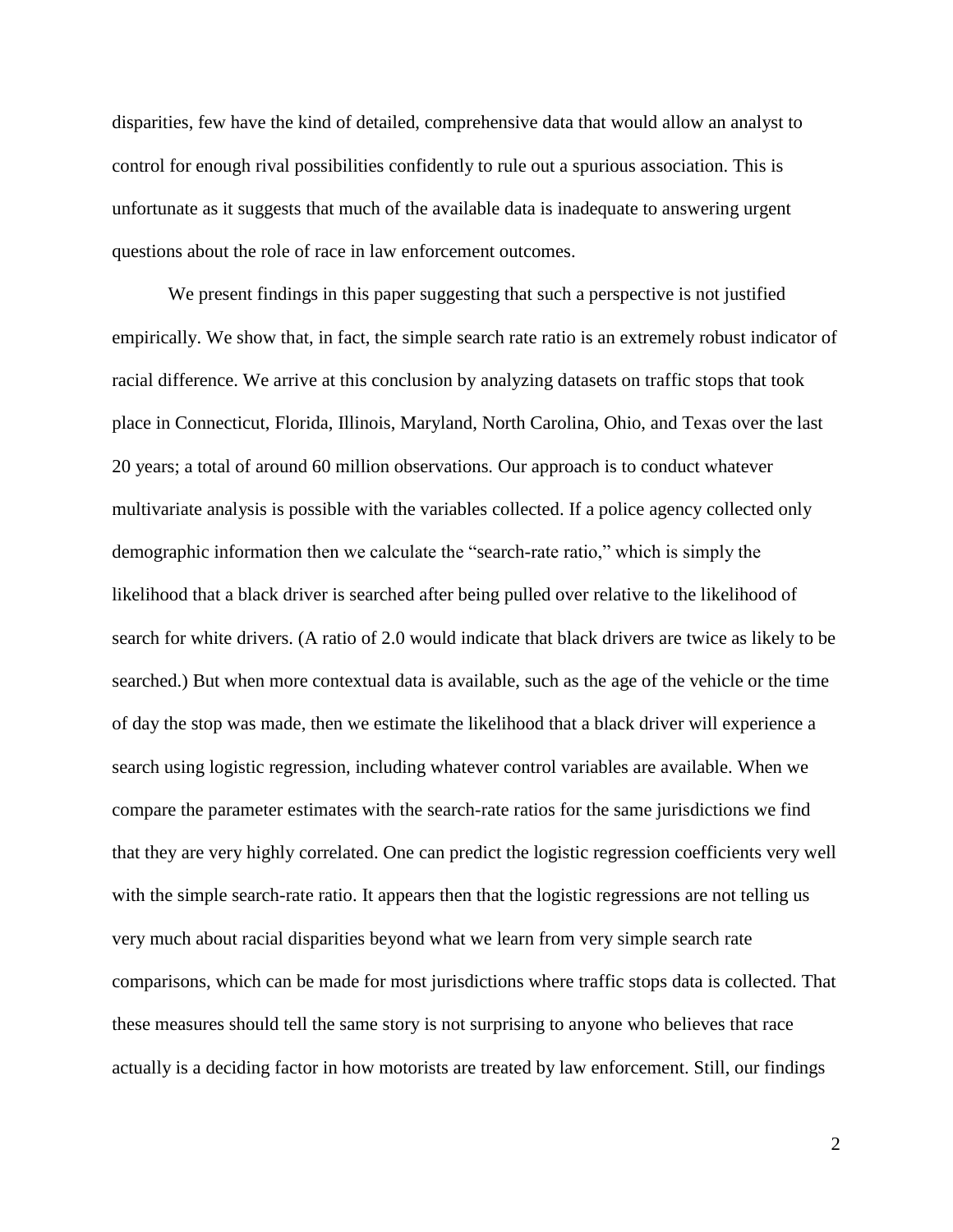disparities, few have the kind of detailed, comprehensive data that would allow an analyst to control for enough rival possibilities confidently to rule out a spurious association. This is unfortunate as it suggests that much of the available data is inadequate to answering urgent questions about the role of race in law enforcement outcomes.

We present findings in this paper suggesting that such a perspective is not justified empirically. We show that, in fact, the simple search rate ratio is an extremely robust indicator of racial difference. We arrive at this conclusion by analyzing datasets on traffic stops that took place in Connecticut, Florida, Illinois, Maryland, North Carolina, Ohio, and Texas over the last 20 years; a total of around 60 million observations. Our approach is to conduct whatever multivariate analysis is possible with the variables collected. If a police agency collected only demographic information then we calculate the "search-rate ratio," which is simply the likelihood that a black driver is searched after being pulled over relative to the likelihood of search for white drivers. (A ratio of 2.0 would indicate that black drivers are twice as likely to be searched.) But when more contextual data is available, such as the age of the vehicle or the time of day the stop was made, then we estimate the likelihood that a black driver will experience a search using logistic regression, including whatever control variables are available. When we compare the parameter estimates with the search-rate ratios for the same jurisdictions we find that they are very highly correlated. One can predict the logistic regression coefficients very well with the simple search-rate ratio. It appears then that the logistic regressions are not telling us very much about racial disparities beyond what we learn from very simple search rate comparisons, which can be made for most jurisdictions where traffic stops data is collected. That these measures should tell the same story is not surprising to anyone who believes that race actually is a deciding factor in how motorists are treated by law enforcement. Still, our findings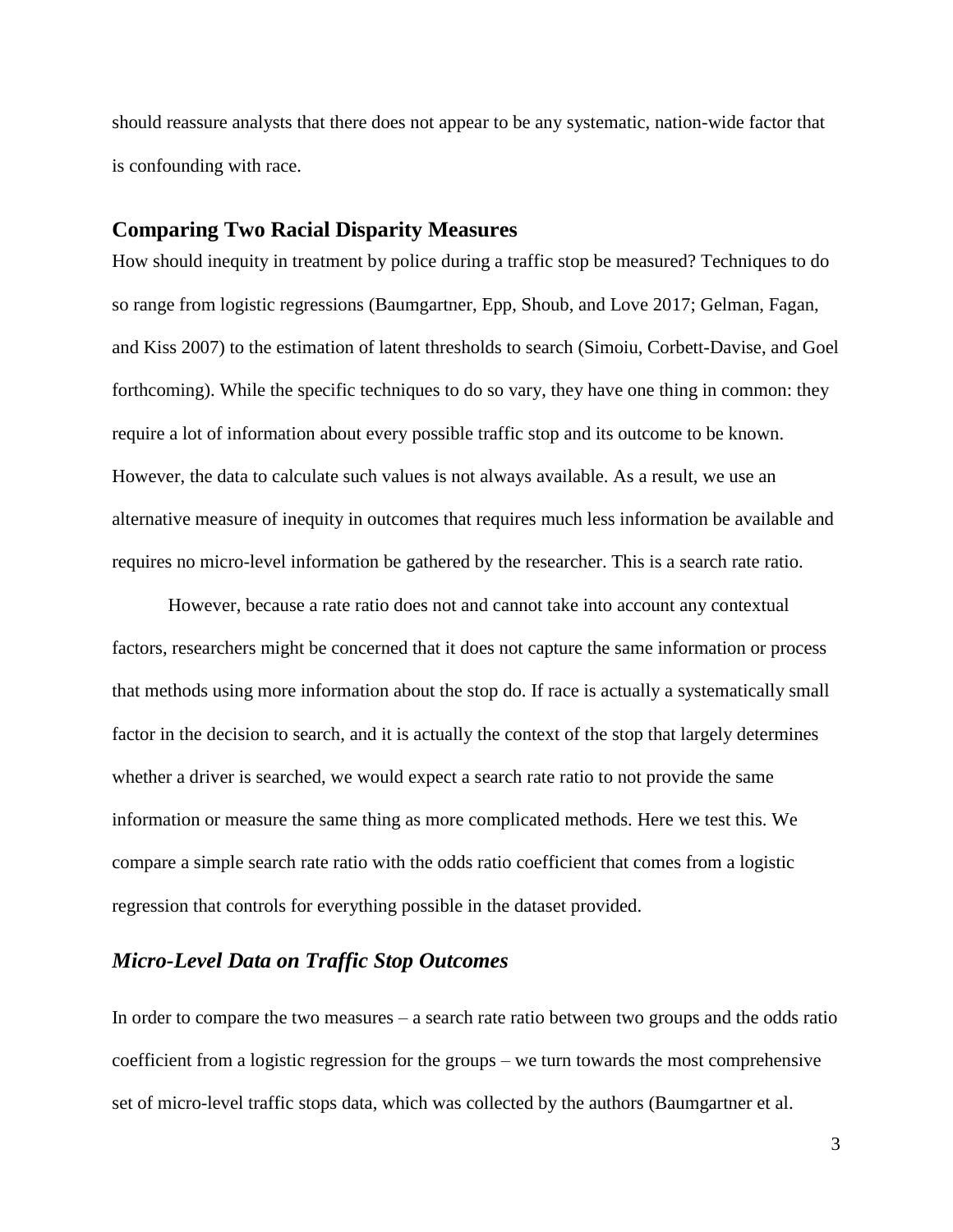should reassure analysts that there does not appear to be any systematic, nation-wide factor that is confounding with race.

## Comparing Two Racial Disparity Measures

How should inequity in treatment by police during a traffic stop be measured? Techniques to do so range from logistic regressions (Baumgartner, Epp, Shoub, and Love 2017; Gelman, Fagan, and Kiss 2007) to the estimation of latent thresholds to search (Simoiu, Corbett-Davise, and Goel forthcoming). While the specific techniques to do so vary, they have one thing in common: they require a lot of information about every possible traffic stop and its outcome to be known. However, the data to calculate such values is not always available. As a result, we use an alternative measure of inequity in outcomes that requires much less information be available and requires no micro-level information be gathered by the researcher. This is a search rate ratio.

However, because a rate ratio does not and cannot take into account any contextual factors, researchers might be concerned that it does not capture the same information or process that methods using more information about the stop do. If race is actually a systematically small factor in the decision to search, and it is actually the context of the stop that largely determines whether a driver is searched, we would expect a search rate ratio to not provide the same information or measure the same thing as more complicated methods. Here we test this. We compare a simple search rate ratio with the odds ratio coefficient that comes from a logistic regression that controls for everything possible in the dataset provided.

### *Micro-Level Data on Traffic Stop Outcomes*

In order to compare the two measures – a search rate ratio between two groups and the odds ratio coefficient from a logistic regression for the groups – we turn towards the most comprehensive set of micro-level traffic stops data, which was collected by the authors (Baumgartner et al.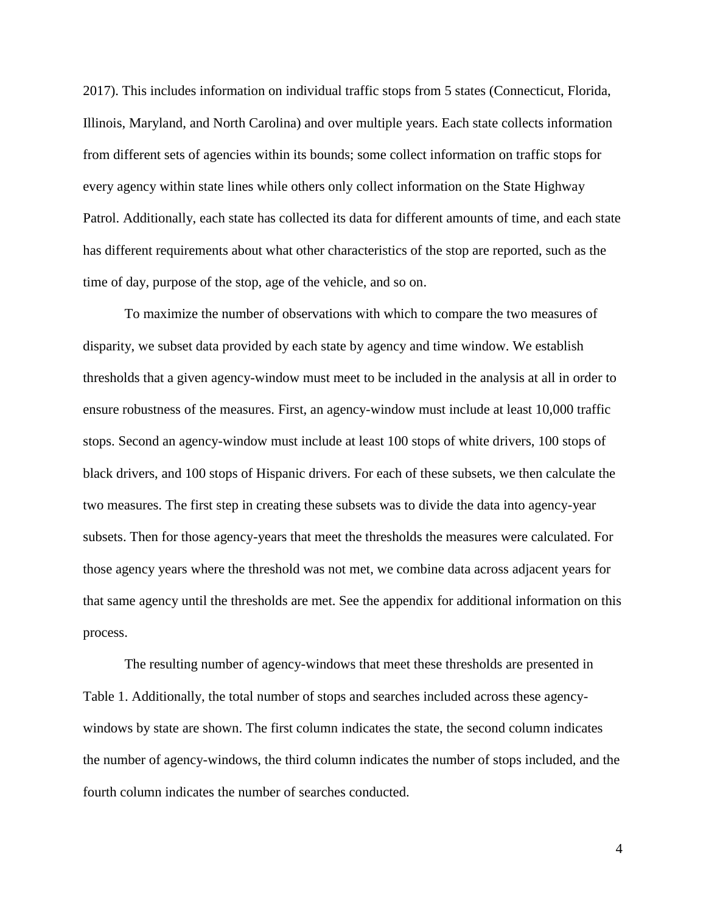2017). This includes information on individual traffic stops from 5 states (Connecticut, Florida, Illinois, Maryland, and North Carolina) and over multiple years. Each state collects information from different sets of agencies within its bounds; some collect information on traffic stops for every agency within state lines while others only collect information on the State Highway Patrol. Additionally, each state has collected its data for different amounts of time, and each state has different requirements about what other characteristics of the stop are reported, such as the time of day, purpose of the stop, age of the vehicle, and so on.

To maximize the number of observations with which to compare the two measures of disparity, we subset data provided by each state by agency and time window. We establish thresholds that a given agency-window must meet to be included in the analysis at all in order to ensure robustness of the measures. First, an agency-window must include at least 10,000 traffic stops. Second an agency-window must include at least 100 stops of white drivers, 100 stops of black drivers, and 100 stops of Hispanic drivers. For each of these subsets, we then calculate the two measures. The first step in creating these subsets was to divide the data into agency-year subsets. Then for those agency-years that meet the thresholds the measures were calculated. For those agency years where the threshold was not met, we combine data across adjacent years for that same agency until the thresholds are met. See the appendix for additional information on this process.

The resulting number of agency-windows that meet these thresholds are presented in Table 1. Additionally, the total number of stops and searches included across these agency-windows by state are shown. The first column indicates the state, the second column indicates the number of agency-windows, the third column indicates the number of stops included, and the fourth column indicates the number of searches conducted.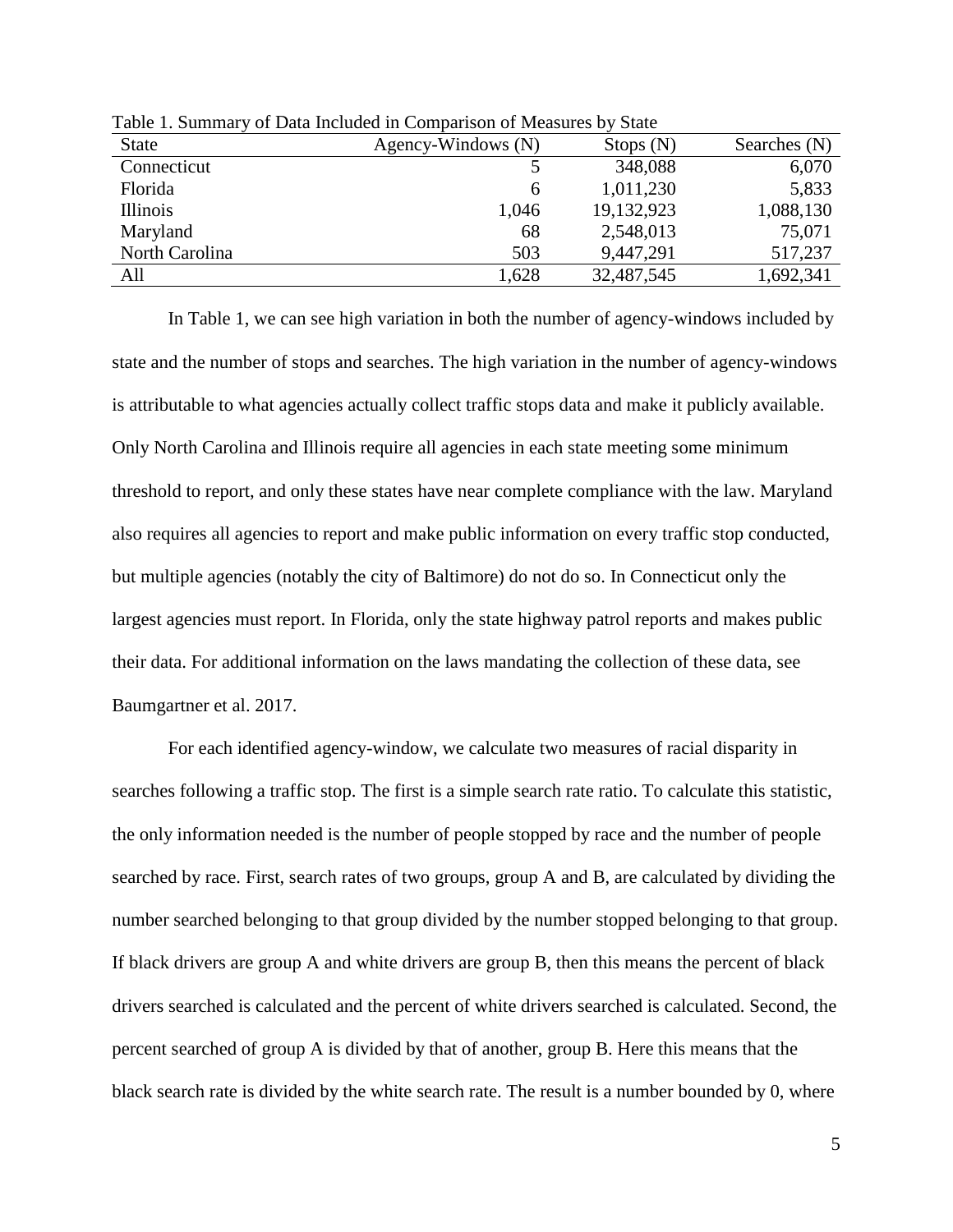Table 1. Summary of Data Included in Comparison of Measures by State

| State | Agency-Windows (N) | Stops (N) | Searches (N) |
|---|---|---|---|
| Connecticut | 5 | 348,088 | 6,070 |
| Florida | 6 | 1,011,230 | 5,833 |
| Illinois | 1,046 | 19,132,923 | 1,088,130 |
| Maryland | 68 | 2,548,013 | 75,071 |
| North Carolina | 503 | 9,447,291 | 517,237 |
| All | 1,628 | 32,487,545 | 1,692,341 |

In Table 1, we can see high variation in both the number of agency-windows included by state and the number of stops and searches. The high variation in the number of agency-windows is attributable to what agencies actually collect traffic stops data and make it publicly available. Only North Carolina and Illinois require all agencies in each state meeting some minimum threshold to report, and only these states have near complete compliance with the law. Maryland also requires all agencies to report and make public information on every traffic stop conducted, but multiple agencies (notably the city of Baltimore) do not do so. In Connecticut only the largest agencies must report. In Florida, only the state highway patrol reports and makes public their data. For additional information on the laws mandating the collection of these data, see Baumgartner et al. 2017.

For each identified agency-window, we calculate two measures of racial disparity in searches following a traffic stop. The first is a simple search rate ratio. To calculate this statistic, the only information needed is the number of people stopped by race and the number of people searched by race. First, search rates of two groups, group A and B, are calculated by dividing the number searched belonging to that group divided by the number stopped belonging to that group. If black drivers are group A and white drivers are group B, then this means the percent of black drivers searched is calculated and the percent of white drivers searched is calculated. Second, the percent searched of group A is divided by that of another, group B. Here this means that the black search rate is divided by the white search rate. The result is a number bounded by 0, where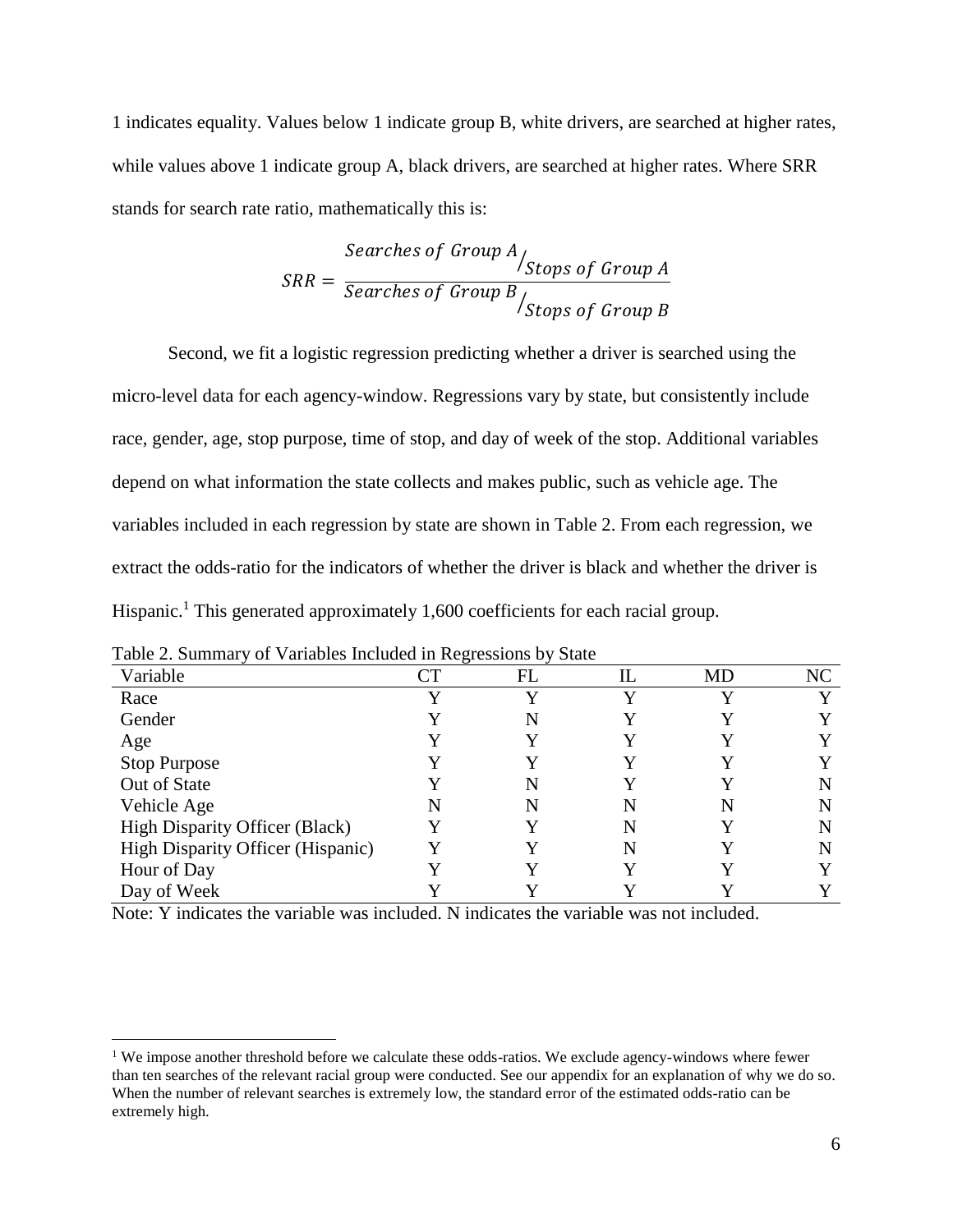1 indicates equality. Values below 1 indicate group B, white drivers, are searched at higher rates, while values above 1 indicate group A, black drivers, are searched at higher rates. Where SRR stands for search rate ratio, mathematically this is:

$$SRR = \frac{Searches\ of\ Group\ A / Stops\ of\ Group\ A}{Searches\ of\ Group\ B / Stops\ of\ Group\ B}$$

Second, we fit a logistic regression predicting whether a driver is searched using the micro-level data for each agency-window. Regressions vary by state, but consistently include race, gender, age, stop purpose, time of stop, and day of week of the stop. Additional variables depend on what information the state collects and makes public, such as vehicle age. The variables included in each regression by state are shown in Table 2. From each regression, we extract the odds-ratio for the indicators of whether the driver is black and whether the driver is Hispanic.[1] This generated approximately 1,600 coefficients for each racial group.

Table 2. Summary of Variables Included in Regressions by State

| Variable | CT | FL | IL | MD | NC |
|---|---|---|---|---|---|
| Race | Y | Y | Y | Y | Y |
| Gender | Y | N | Y | Y | Y |
| Age | Y | Y | Y | Y | Y |
| Stop Purpose | Y | Y | Y | Y | Y |
| Out of State | Y | N | Y | Y | N |
| Vehicle Age | N | N | N | N | N |
| High Disparity Officer (Black) | Y | Y | N | Y | N |
| High Disparity Officer (Hispanic) | Y | Y | N | Y | N |
| Hour of Day | Y | Y | Y | Y | Y |
| Day of Week | Y | Y | Y | Y | Y |

Note: Y indicates the variable was included. N indicates the variable was not included.

[1] We impose another threshold before we calculate these odds-ratios. We exclude agency-windows where fewer than ten searches of the relevant racial group were conducted. See our appendix for an explanation of why we do so. When the number of relevant searches is extremely low, the standard error of the estimated odds-ratio can be extremely high.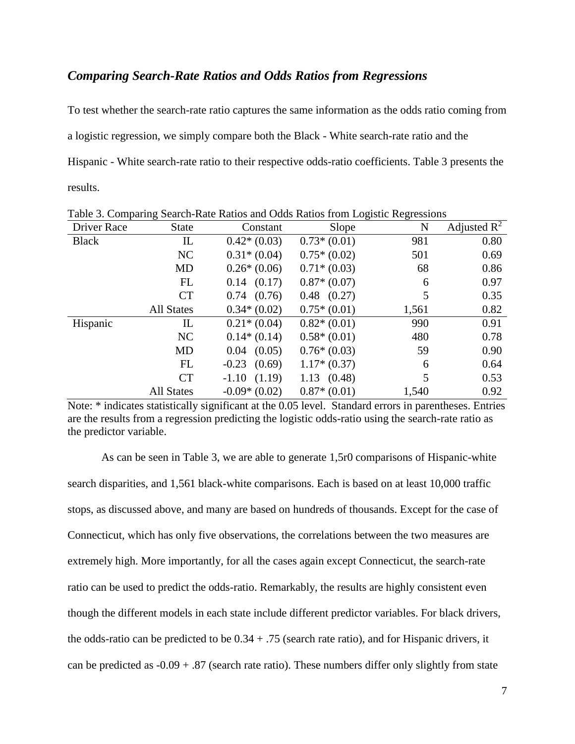### *Comparing Search-Rate Ratios and Odds Ratios from Regressions*

To test whether the search-rate ratio captures the same information as the odds ratio coming from a logistic regression, we simply compare both the Black - White search-rate ratio and the Hispanic - White search-rate ratio to their respective odds-ratio coefficients. Table 3 presents the results.

Table 3. Comparing Search-Rate Ratios and Odds Ratios from Logistic Regressions

| Driver Race | State | Constant | Slope | N | Adjusted $R^2$ |
|---|---|---|---|---|---|
| Black | IL | 0.42* (0.03) | 0.73* (0.01) | 981 | 0.80 |
| | NC | 0.31* (0.04) | 0.75* (0.02) | 501 | 0.69 |
| | MD | 0.26* (0.06) | 0.71* (0.03) | 68 | 0.86 |
| | FL | 0.14 (0.17) | 0.87* (0.07) | 6 | 0.97 |
| | CT | 0.74 (0.76) | 0.48 (0.27) | 5 | 0.35 |
| | All States | 0.34* (0.02) | 0.75* (0.01) | 1,561 | 0.82 |
| Hispanic | IL | 0.21* (0.04) | 0.82* (0.01) | 990 | 0.91 |
| | NC | 0.14* (0.14) | 0.58* (0.01) | 480 | 0.78 |
| | MD | 0.04 (0.05) | 0.76* (0.03) | 59 | 0.90 |
| | FL | -0.23 (0.69) | 1.17* (0.37) | 6 | 0.64 |
| | CT | -1.10 (1.19) | 1.13 (0.48) | 5 | 0.53 |
| | All States | -0.09* (0.02) | 0.87* (0.01) | 1,540 | 0.92 |

Note: * indicates statistically significant at the 0.05 level. Standard errors in parentheses. Entries are the results from a regression predicting the logistic odds-ratio using the search-rate ratio as the predictor variable.

As can be seen in Table 3, we are able to generate 1,5r0 comparisons of Hispanic-white search disparities, and 1,561 black-white comparisons. Each is based on at least 10,000 traffic stops, as discussed above, and many are based on hundreds of thousands. Except for the case of Connecticut, which has only five observations, the correlations between the two measures are extremely high. More importantly, for all the cases again except Connecticut, the search-rate ratio can be used to predict the odds-ratio. Remarkably, the results are highly consistent even though the different models in each state include different predictor variables. For black drivers, the odds-ratio can be predicted to be 0.34 + .75 (search rate ratio), and for Hispanic drivers, it can be predicted as -0.09 + .87 (search rate ratio). These numbers differ only slightly from state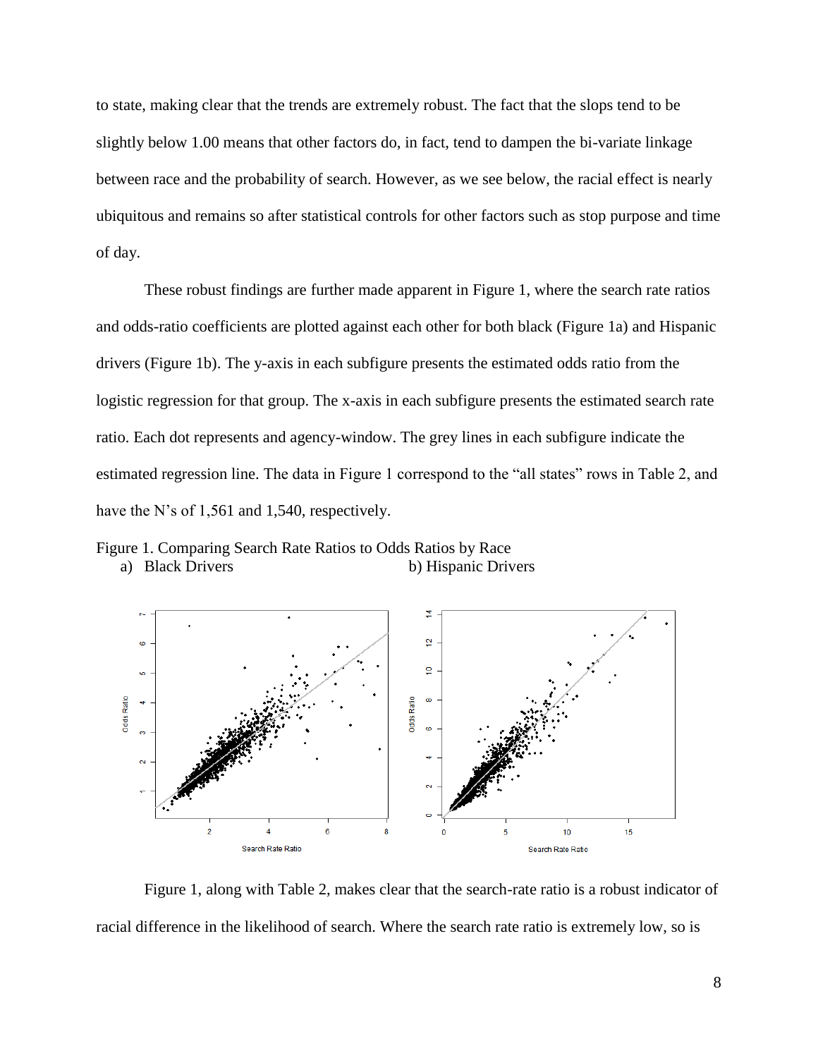to state, making clear that the trends are extremely robust. The fact that the slops tend to be slightly below 1.00 means that other factors do, in fact, tend to dampen the bi-variate linkage between race and the probability of search. However, as we see below, the racial effect is nearly ubiquitous and remains so after statistical controls for other factors such as stop purpose and time of day.

These robust findings are further made apparent in Figure 1, where the search rate ratios and odds-ratio coefficients are plotted against each other for both black (Figure 1a) and Hispanic drivers (Figure 1b). The y-axis in each subfigure presents the estimated odds ratio from the logistic regression for that group. The x-axis in each subfigure presents the estimated search rate ratio. Each dot represents and agency-window. The grey lines in each subfigure indicate the estimated regression line. The data in Figure 1 correspond to the "all states" rows in Table 2, and have the N's of 1,561 and 1,540, respectively.

Figure 1. Comparing Search Rate Ratios to Odds Ratios by Race

a) Black Drivers  b) Hispanic Drivers

Figure 1, along with Table 2, makes clear that the search-rate ratio is a robust indicator of racial difference in the likelihood of search. Where the search rate ratio is extremely low, so is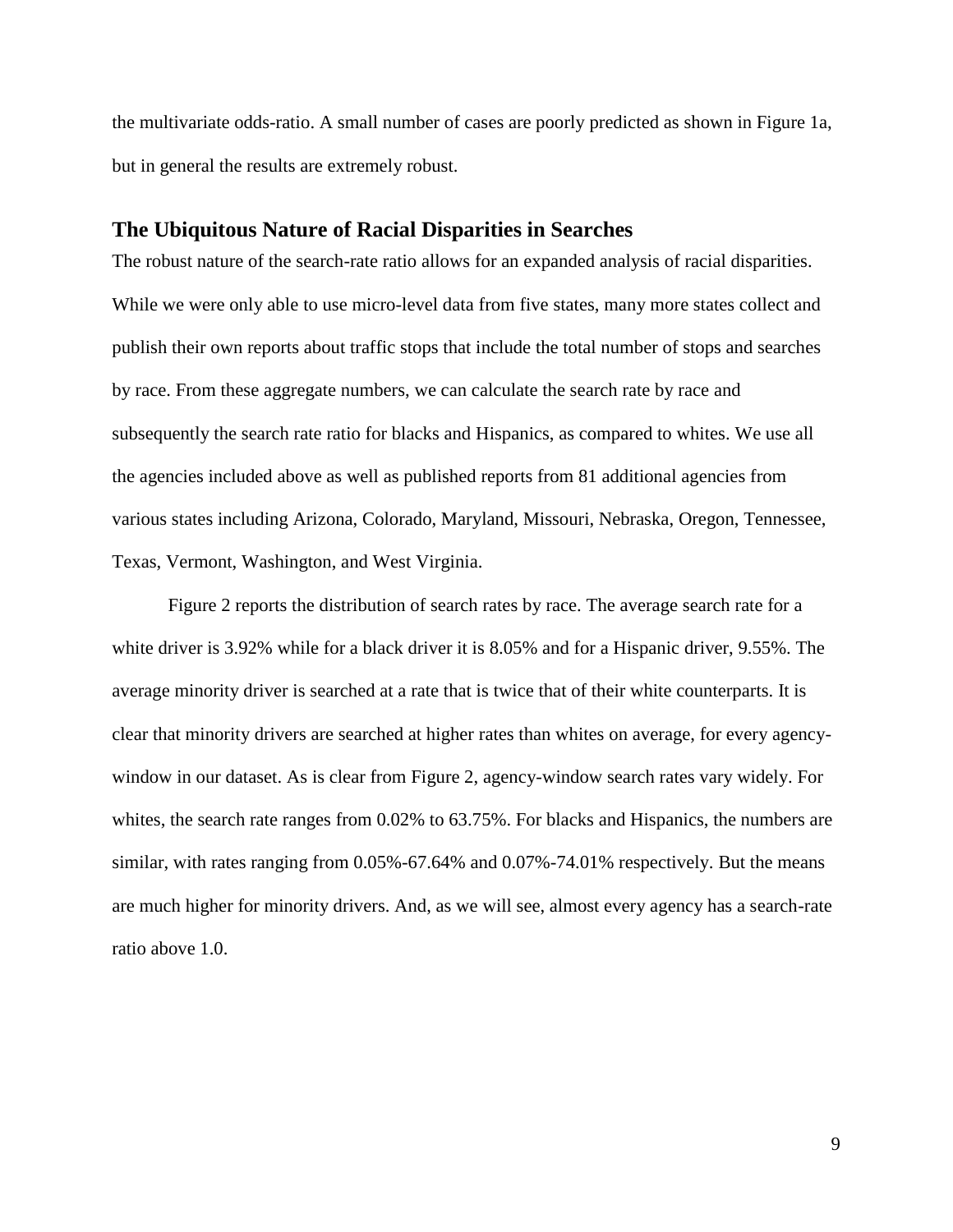the multivariate odds-ratio. A small number of cases are poorly predicted as shown in Figure 1a, but in general the results are extremely robust.

## The Ubiquitous Nature of Racial Disparities in Searches

The robust nature of the search-rate ratio allows for an expanded analysis of racial disparities. While we were only able to use micro-level data from five states, many more states collect and publish their own reports about traffic stops that include the total number of stops and searches by race. From these aggregate numbers, we can calculate the search rate by race and subsequently the search rate ratio for blacks and Hispanics, as compared to whites. We use all the agencies included above as well as published reports from 81 additional agencies from various states including Arizona, Colorado, Maryland, Missouri, Nebraska, Oregon, Tennessee, Texas, Vermont, Washington, and West Virginia.

Figure 2 reports the distribution of search rates by race. The average search rate for a white driver is 3.92% while for a black driver it is 8.05% and for a Hispanic driver, 9.55%. The average minority driver is searched at a rate that is twice that of their white counterparts. It is clear that minority drivers are searched at higher rates than whites on average, for every agency-window in our dataset. As is clear from Figure 2, agency-window search rates vary widely. For whites, the search rate ranges from 0.02% to 63.75%. For blacks and Hispanics, the numbers are similar, with rates ranging from 0.05%-67.64% and 0.07%-74.01% respectively. But the means are much higher for minority drivers. And, as we will see, almost every agency has a search-rate ratio above 1.0.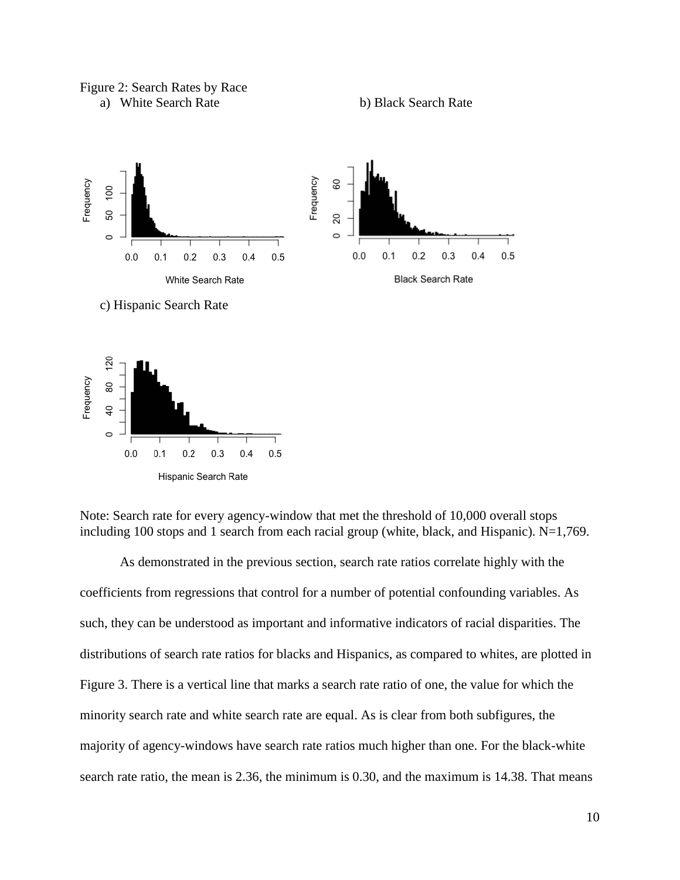Figure 2: Search Rates by Race

a) White Search Rate

b) Black Search Rate

c) Hispanic Search Rate

Note: Search rate for every agency-window that met the threshold of 10,000 overall stops including 100 stops and 1 search from each racial group (white, black, and Hispanic). N=1,769.

As demonstrated in the previous section, search rate ratios correlate highly with the coefficients from regressions that control for a number of potential confounding variables. As such, they can be understood as important and informative indicators of racial disparities. The distributions of search rate ratios for blacks and Hispanics, as compared to whites, are plotted in Figure 3. There is a vertical line that marks a search rate ratio of one, the value for which the minority search rate and white search rate are equal. As is clear from both subfigures, the majority of agency-windows have search rate ratios much higher than one. For the black-white search rate ratio, the mean is 2.36, the minimum is 0.30, and the maximum is 14.38. That means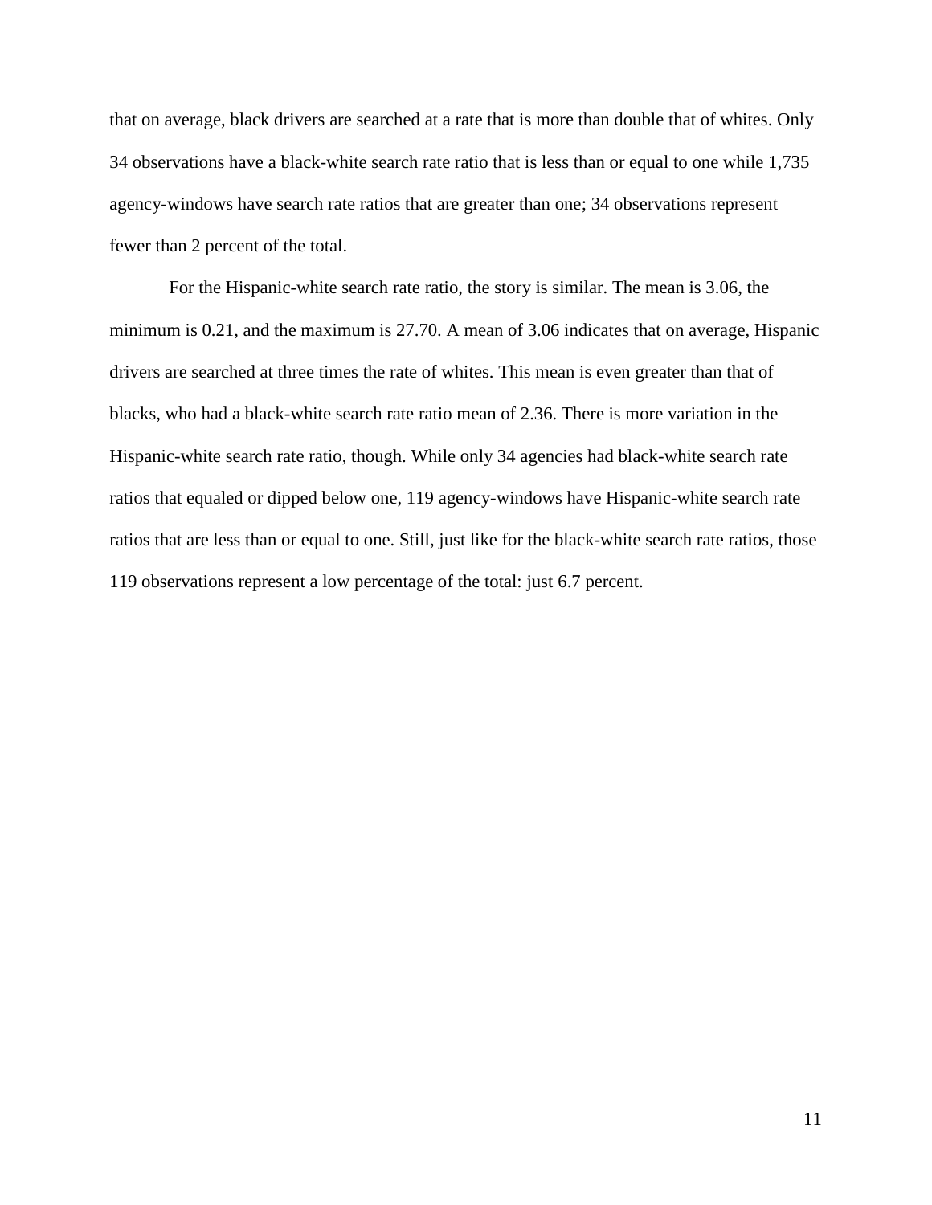that on average, black drivers are searched at a rate that is more than double that of whites. Only 34 observations have a black-white search rate ratio that is less than or equal to one while 1,735 agency-windows have search rate ratios that are greater than one; 34 observations represent fewer than 2 percent of the total.

For the Hispanic-white search rate ratio, the story is similar. The mean is 3.06, the minimum is 0.21, and the maximum is 27.70. A mean of 3.06 indicates that on average, Hispanic drivers are searched at three times the rate of whites. This mean is even greater than that of blacks, who had a black-white search rate ratio mean of 2.36. There is more variation in the Hispanic-white search rate ratio, though. While only 34 agencies had black-white search rate ratios that equaled or dipped below one, 119 agency-windows have Hispanic-white search rate ratios that are less than or equal to one. Still, just like for the black-white search rate ratios, those 119 observations represent a low percentage of the total: just 6.7 percent.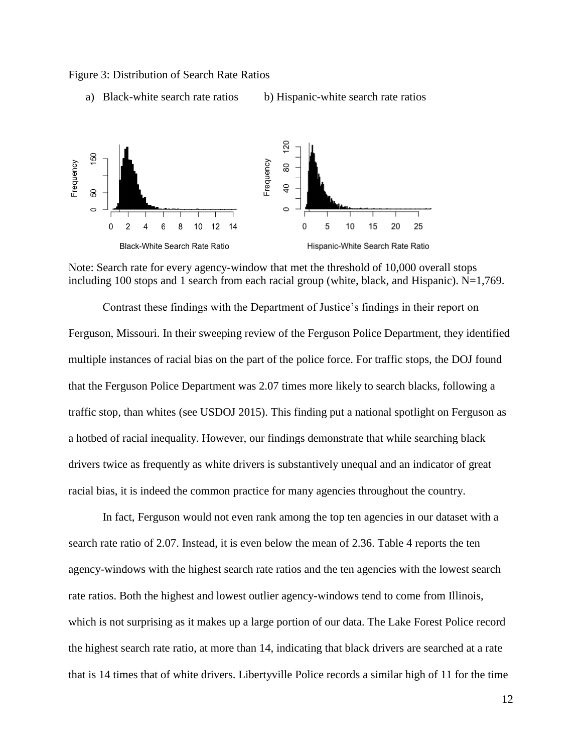Figure 3: Distribution of Search Rate Ratios

a) Black-white search rate ratios b) Hispanic-white search rate ratios

Note: Search rate for every agency-window that met the threshold of 10,000 overall stops including 100 stops and 1 search from each racial group (white, black, and Hispanic). N=1,769.

Contrast these findings with the Department of Justice's findings in their report on Ferguson, Missouri. In their sweeping review of the Ferguson Police Department, they identified multiple instances of racial bias on the part of the police force. For traffic stops, the DOJ found that the Ferguson Police Department was 2.07 times more likely to search blacks, following a traffic stop, than whites (see USDOJ 2015). This finding put a national spotlight on Ferguson as a hotbed of racial inequality. However, our findings demonstrate that while searching black drivers twice as frequently as white drivers is substantively unequal and an indicator of great racial bias, it is indeed the common practice for many agencies throughout the country.

In fact, Ferguson would not even rank among the top ten agencies in our dataset with a search rate ratio of 2.07. Instead, it is even below the mean of 2.36. Table 4 reports the ten agency-windows with the highest search rate ratios and the ten agencies with the lowest search rate ratios. Both the highest and lowest outlier agency-windows tend to come from Illinois, which is not surprising as it makes up a large portion of our data. The Lake Forest Police record the highest search rate ratio, at more than 14, indicating that black drivers are searched at a rate that is 14 times that of white drivers. Libertyville Police records a similar high of 11 for the time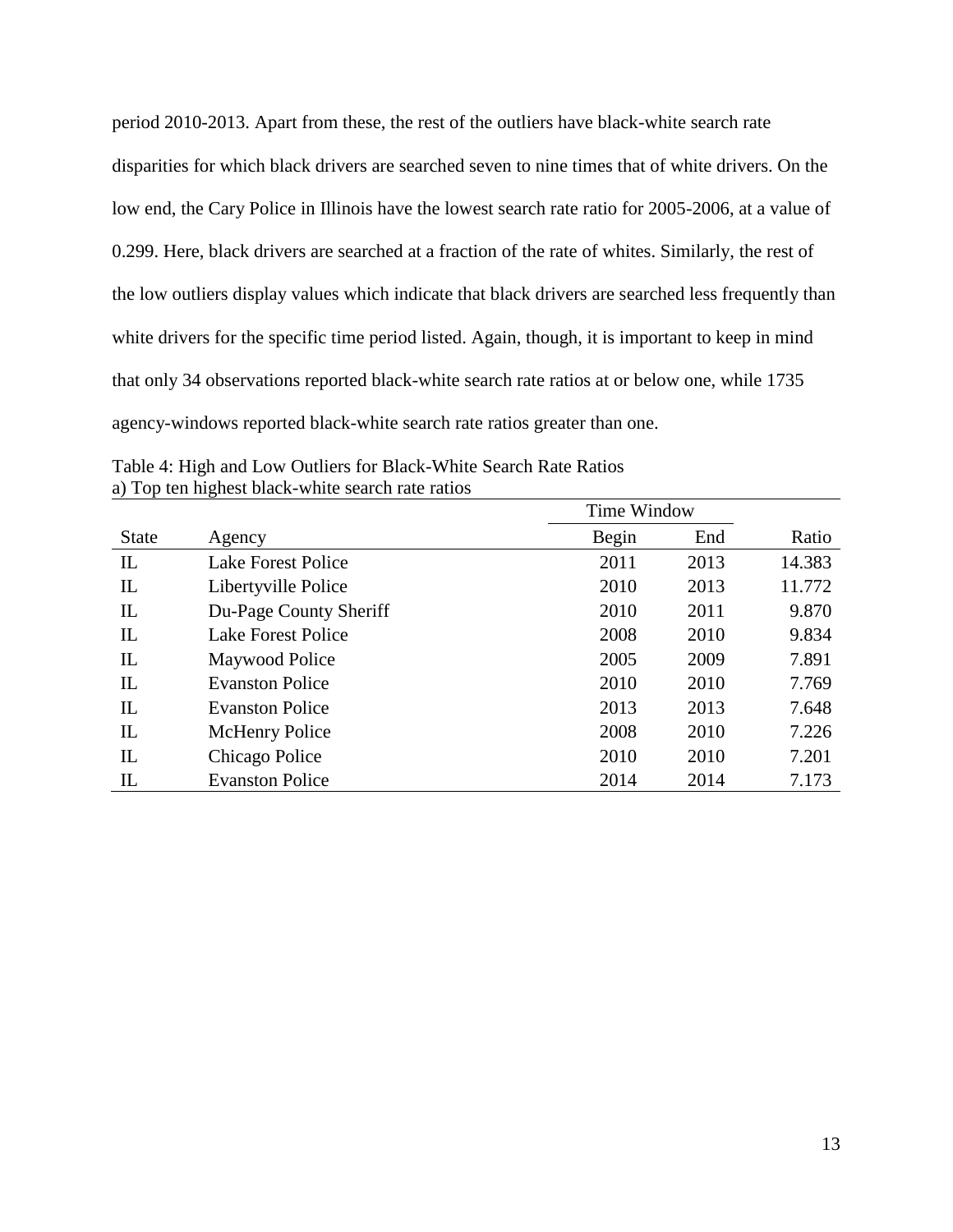period 2010-2013. Apart from these, the rest of the outliers have black-white search rate disparities for which black drivers are searched seven to nine times that of white drivers. On the low end, the Cary Police in Illinois have the lowest search rate ratio for 2005-2006, at a value of 0.299. Here, black drivers are searched at a fraction of the rate of whites. Similarly, the rest of the low outliers display values which indicate that black drivers are searched less frequently than white drivers for the specific time period listed. Again, though, it is important to keep in mind that only 34 observations reported black-white search rate ratios at or below one, while 1735 agency-windows reported black-white search rate ratios greater than one.

Table 4: High and Low Outliers for Black-White Search Rate Ratios
a) Top ten highest black-white search rate ratios

| | | Time Window | | |
|---|---|---|---|---|
| State | Agency | Begin | End | Ratio |
| IL | Lake Forest Police | 2011 | 2013 | 14.383 |
| IL | Libertyville Police | 2010 | 2013 | 11.772 |
| IL | Du-Page County Sheriff | 2010 | 2011 | 9.870 |
| IL | Lake Forest Police | 2008 | 2010 | 9.834 |
| IL | Maywood Police | 2005 | 2009 | 7.891 |
| IL | Evanston Police | 2010 | 2010 | 7.769 |
| IL | Evanston Police | 2013 | 2013 | 7.648 |
| IL | McHenry Police | 2008 | 2010 | 7.226 |
| IL | Chicago Police | 2010 | 2010 | 7.201 |
| IL | Evanston Police | 2014 | 2014 | 7.173 |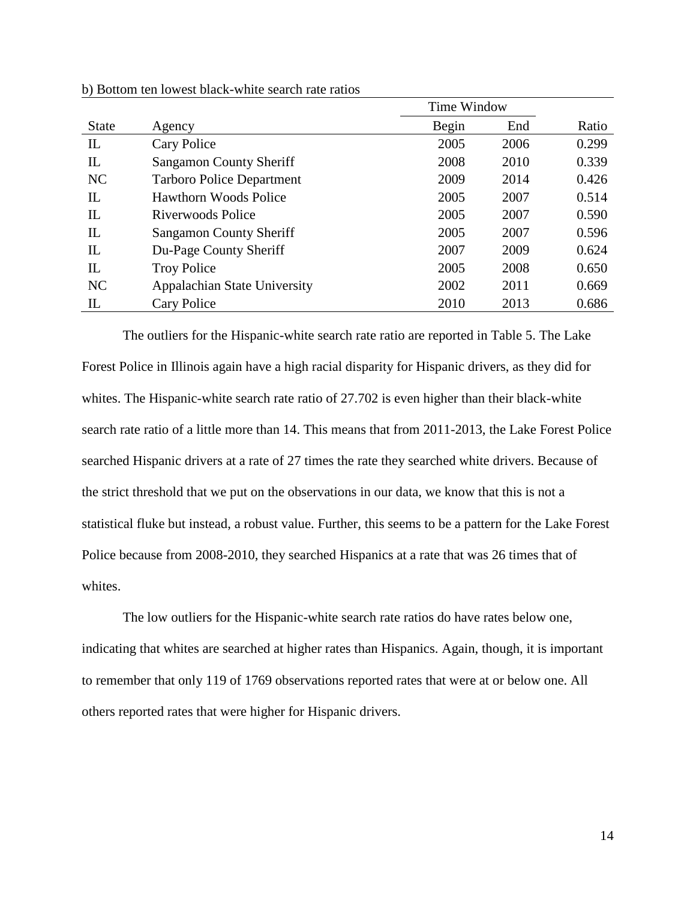b) Bottom ten lowest black-white search rate ratios

| State | Agency | Time Window Begin | End | Ratio |
|---|---|---|---|---|
| IL | Cary Police | 2005 | 2006 | 0.299 |
| IL | Sangamon County Sheriff | 2008 | 2010 | 0.339 |
| NC | Tarboro Police Department | 2009 | 2014 | 0.426 |
| IL | Hawthorn Woods Police | 2005 | 2007 | 0.514 |
| IL | Riverwoods Police | 2005 | 2007 | 0.590 |
| IL | Sangamon County Sheriff | 2005 | 2007 | 0.596 |
| IL | Du-Page County Sheriff | 2007 | 2009 | 0.624 |
| IL | Troy Police | 2005 | 2008 | 0.650 |
| NC | Appalachian State University | 2002 | 2011 | 0.669 |
| IL | Cary Police | 2010 | 2013 | 0.686 |

The outliers for the Hispanic-white search rate ratio are reported in Table 5. The Lake Forest Police in Illinois again have a high racial disparity for Hispanic drivers, as they did for whites. The Hispanic-white search rate ratio of 27.702 is even higher than their black-white search rate ratio of a little more than 14. This means that from 2011-2013, the Lake Forest Police searched Hispanic drivers at a rate of 27 times the rate they searched white drivers. Because of the strict threshold that we put on the observations in our data, we know that this is not a statistical fluke but instead, a robust value. Further, this seems to be a pattern for the Lake Forest Police because from 2008-2010, they searched Hispanics at a rate that was 26 times that of whites.

The low outliers for the Hispanic-white search rate ratios do have rates below one, indicating that whites are searched at higher rates than Hispanics. Again, though, it is important to remember that only 119 of 1769 observations reported rates that were at or below one. All others reported rates that were higher for Hispanic drivers.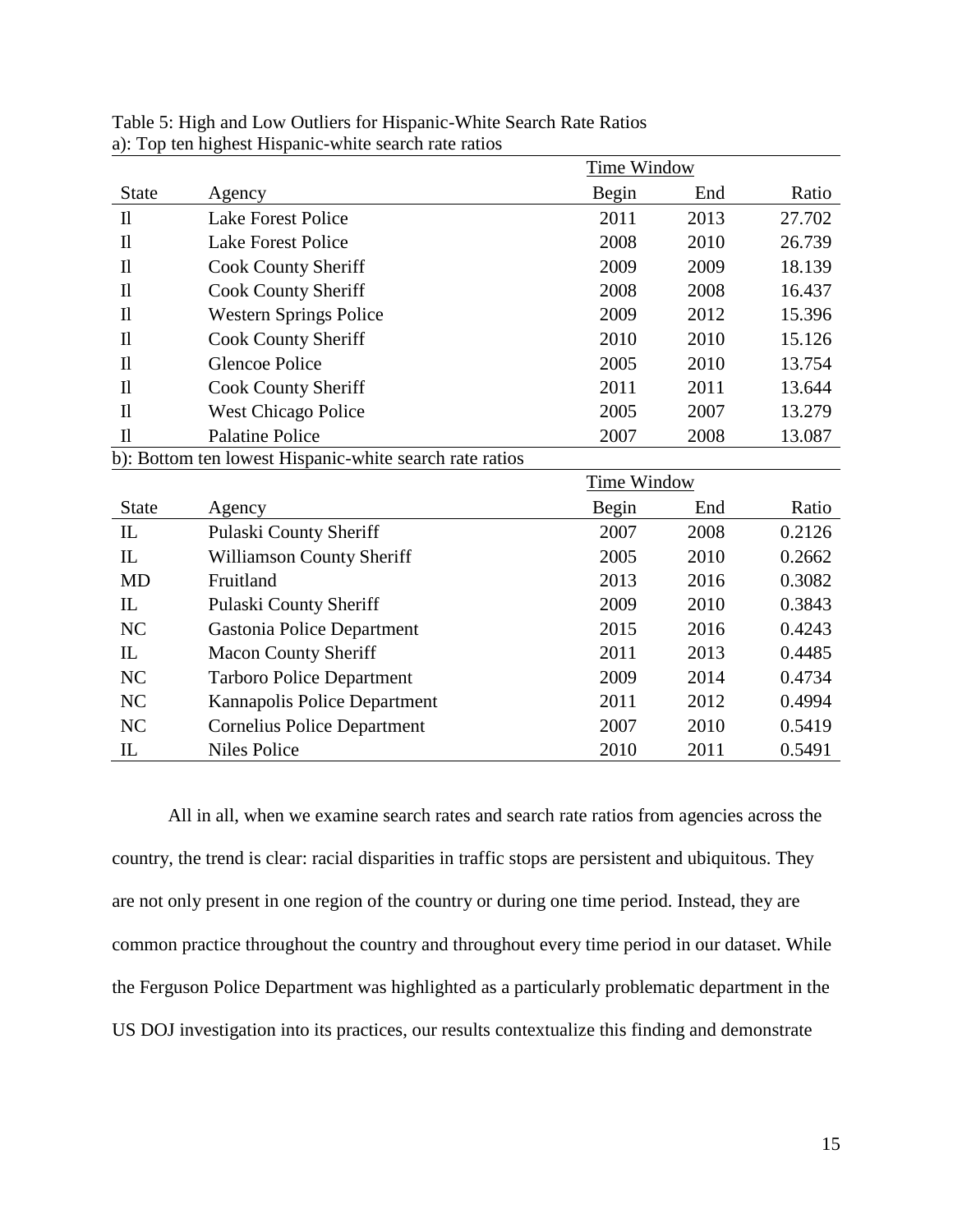Table 5: High and Low Outliers for Hispanic-White Search Rate Ratios

a): Top ten highest Hispanic-white search rate ratios

| | | Time Window | | |
|---|---|---|---|---|
| State | Agency | Begin | End | Ratio |
| Il | Lake Forest Police | 2011 | 2013 | 27.702 |
| Il | Lake Forest Police | 2008 | 2010 | 26.739 |
| Il | Cook County Sheriff | 2009 | 2009 | 18.139 |
| Il | Cook County Sheriff | 2008 | 2008 | 16.437 |
| Il | Western Springs Police | 2009 | 2012 | 15.396 |
| Il | Cook County Sheriff | 2010 | 2010 | 15.126 |
| Il | Glencoe Police | 2005 | 2010 | 13.754 |
| Il | Cook County Sheriff | 2011 | 2011 | 13.644 |
| Il | West Chicago Police | 2005 | 2007 | 13.279 |
| Il | Palatine Police | 2007 | 2008 | 13.087 |

b): Bottom ten lowest Hispanic-white search rate ratios

| | | Time Window | | |
|---|---|---|---|---|
| State | Agency | Begin | End | Ratio |
| IL | Pulaski County Sheriff | 2007 | 2008 | 0.2126 |
| IL | Williamson County Sheriff | 2005 | 2010 | 0.2662 |
| MD | Fruitland | 2013 | 2016 | 0.3082 |
| IL | Pulaski County Sheriff | 2009 | 2010 | 0.3843 |
| NC | Gastonia Police Department | 2015 | 2016 | 0.4243 |
| IL | Macon County Sheriff | 2011 | 2013 | 0.4485 |
| NC | Tarboro Police Department | 2009 | 2014 | 0.4734 |
| NC | Kannapolis Police Department | 2011 | 2012 | 0.4994 |
| NC | Cornelius Police Department | 2007 | 2010 | 0.5419 |
| IL | Niles Police | 2010 | 2011 | 0.5491 |

All in all, when we examine search rates and search rate ratios from agencies across the country, the trend is clear: racial disparities in traffic stops are persistent and ubiquitous. They are not only present in one region of the country or during one time period. Instead, they are common practice throughout the country and throughout every time period in our dataset. While the Ferguson Police Department was highlighted as a particularly problematic department in the US DOJ investigation into its practices, our results contextualize this finding and demonstrate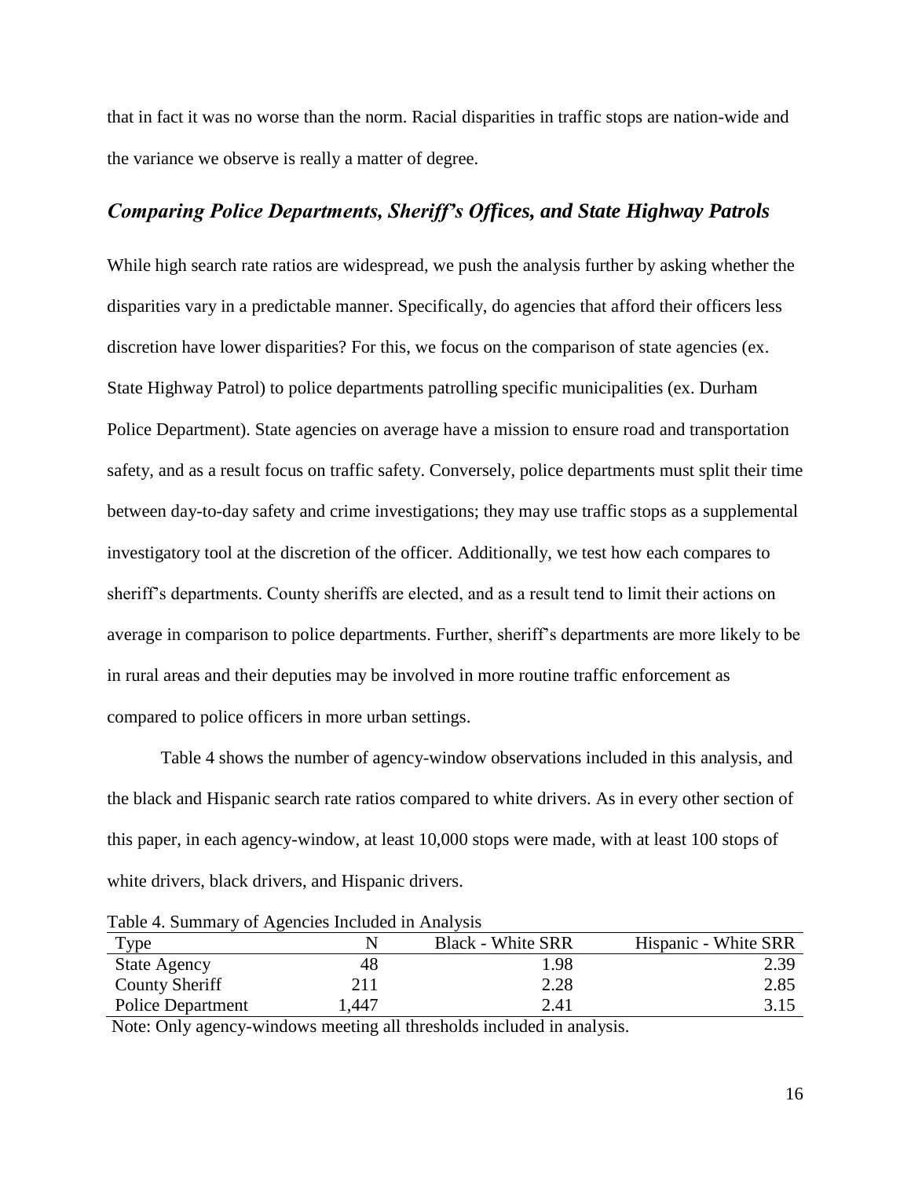that in fact it was no worse than the norm. Racial disparities in traffic stops are nation-wide and the variance we observe is really a matter of degree.

### *Comparing Police Departments, Sheriff's Offices, and State Highway Patrols*

While high search rate ratios are widespread, we push the analysis further by asking whether the disparities vary in a predictable manner. Specifically, do agencies that afford their officers less discretion have lower disparities? For this, we focus on the comparison of state agencies (ex. State Highway Patrol) to police departments patrolling specific municipalities (ex. Durham Police Department). State agencies on average have a mission to ensure road and transportation safety, and as a result focus on traffic safety. Conversely, police departments must split their time between day-to-day safety and crime investigations; they may use traffic stops as a supplemental investigatory tool at the discretion of the officer. Additionally, we test how each compares to sheriff's departments. County sheriffs are elected, and as a result tend to limit their actions on average in comparison to police departments. Further, sheriff's departments are more likely to be in rural areas and their deputies may be involved in more routine traffic enforcement as compared to police officers in more urban settings.

Table 4 shows the number of agency-window observations included in this analysis, and the black and Hispanic search rate ratios compared to white drivers. As in every other section of this paper, in each agency-window, at least 10,000 stops were made, with at least 100 stops of white drivers, black drivers, and Hispanic drivers.

Table 4. Summary of Agencies Included in Analysis

| Type | N | Black - White SRR | Hispanic - White SRR |
|---|---|---|---|
| State Agency | 48 | 1.98 | 2.39 |
| County Sheriff | 211 | 2.28 | 2.85 |
| Police Department | 1,447 | 2.41 | 3.15 |

Note: Only agency-windows meeting all thresholds included in analysis.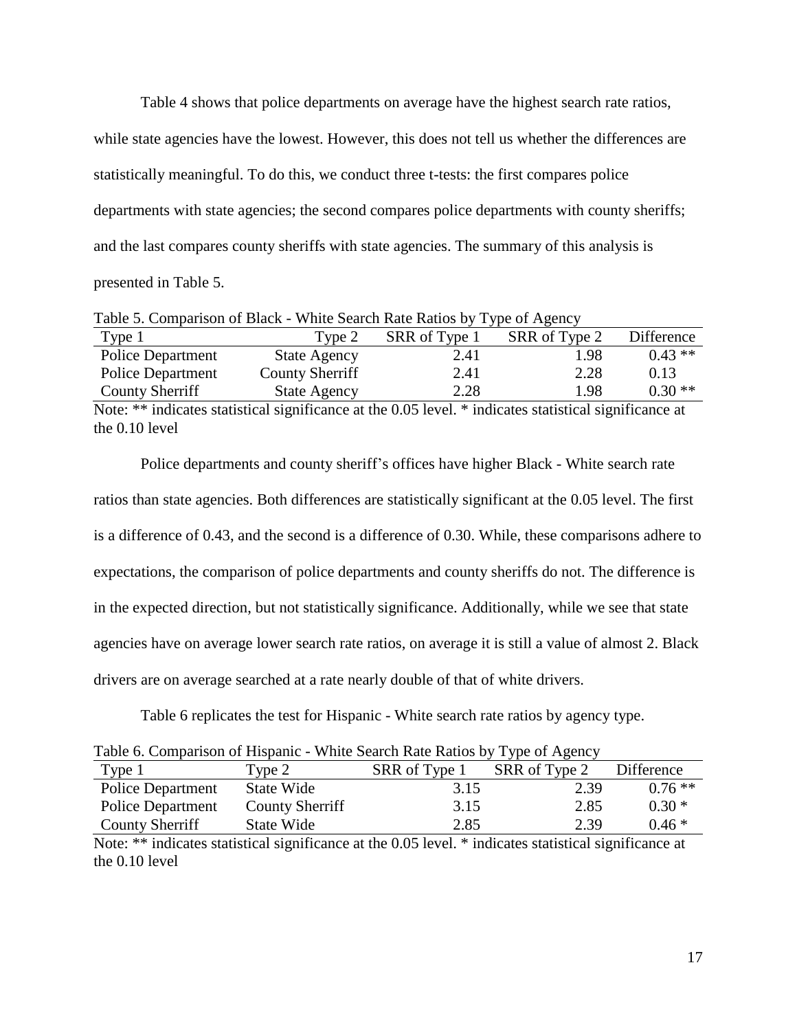Table 4 shows that police departments on average have the highest search rate ratios, while state agencies have the lowest. However, this does not tell us whether the differences are statistically meaningful. To do this, we conduct three t-tests: the first compares police departments with state agencies; the second compares police departments with county sheriffs; and the last compares county sheriffs with state agencies. The summary of this analysis is presented in Table 5.

Table 5. Comparison of Black - White Search Rate Ratios by Type of Agency

| Type 1 | Type 2 | SRR of Type 1 | SRR of Type 2 | Difference |
|---|---|---|---|---|
| Police Department | State Agency | 2.41 | 1.98 | 0.43 ** |
| Police Department | County Sherriff | 2.41 | 2.28 | 0.13 |
| County Sherriff | State Agency | 2.28 | 1.98 | 0.30 ** |

Note: ** indicates statistical significance at the 0.05 level. * indicates statistical significance at the 0.10 level

Police departments and county sheriff's offices have higher Black - White search rate ratios than state agencies. Both differences are statistically significant at the 0.05 level. The first is a difference of 0.43, and the second is a difference of 0.30. While, these comparisons adhere to expectations, the comparison of police departments and county sheriffs do not. The difference is in the expected direction, but not statistically significance. Additionally, while we see that state agencies have on average lower search rate ratios, on average it is still a value of almost 2. Black drivers are on average searched at a rate nearly double of that of white drivers.

Table 6 replicates the test for Hispanic - White search rate ratios by agency type.

Table 6. Comparison of Hispanic - White Search Rate Ratios by Type of Agency

| Type 1 | Type 2 | SRR of Type 1 | SRR of Type 2 | Difference |
|---|---|---|---|---|
| Police Department | State Wide | 3.15 | 2.39 | 0.76 ** |
| Police Department | County Sherriff | 3.15 | 2.85 | 0.30 * |
| County Sherriff | State Wide | 2.85 | 2.39 | 0.46 * |

Note: ** indicates statistical significance at the 0.05 level. * indicates statistical significance at the 0.10 level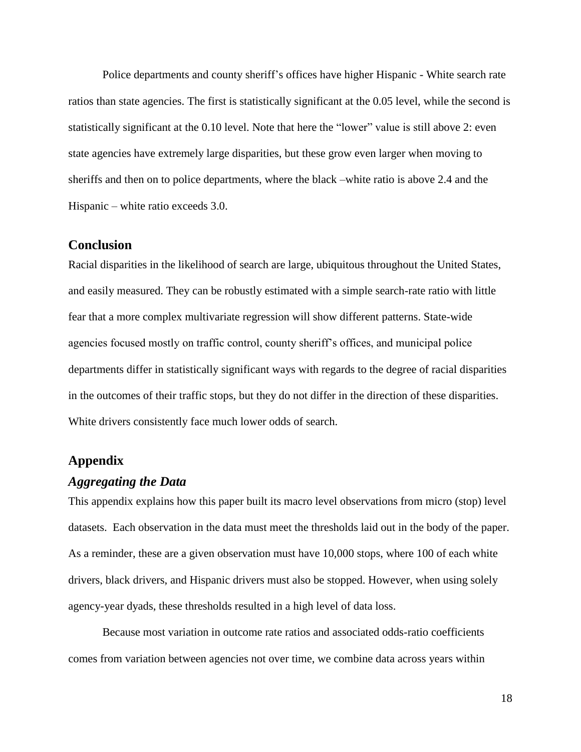Police departments and county sheriff's offices have higher Hispanic - White search rate ratios than state agencies. The first is statistically significant at the 0.05 level, while the second is statistically significant at the 0.10 level. Note that here the "lower" value is still above 2: even state agencies have extremely large disparities, but these grow even larger when moving to sheriffs and then on to police departments, where the black –white ratio is above 2.4 and the Hispanic – white ratio exceeds 3.0.

## Conclusion

Racial disparities in the likelihood of search are large, ubiquitous throughout the United States, and easily measured. They can be robustly estimated with a simple search-rate ratio with little fear that a more complex multivariate regression will show different patterns. State-wide agencies focused mostly on traffic control, county sheriff's offices, and municipal police departments differ in statistically significant ways with regards to the degree of racial disparities in the outcomes of their traffic stops, but they do not differ in the direction of these disparities. White drivers consistently face much lower odds of search.

## Appendix

### *Aggregating the Data*

This appendix explains how this paper built its macro level observations from micro (stop) level datasets. Each observation in the data must meet the thresholds laid out in the body of the paper. As a reminder, these are a given observation must have 10,000 stops, where 100 of each white drivers, black drivers, and Hispanic drivers must also be stopped. However, when using solely agency-year dyads, these thresholds resulted in a high level of data loss.

Because most variation in outcome rate ratios and associated odds-ratio coefficients comes from variation between agencies not over time, we combine data across years within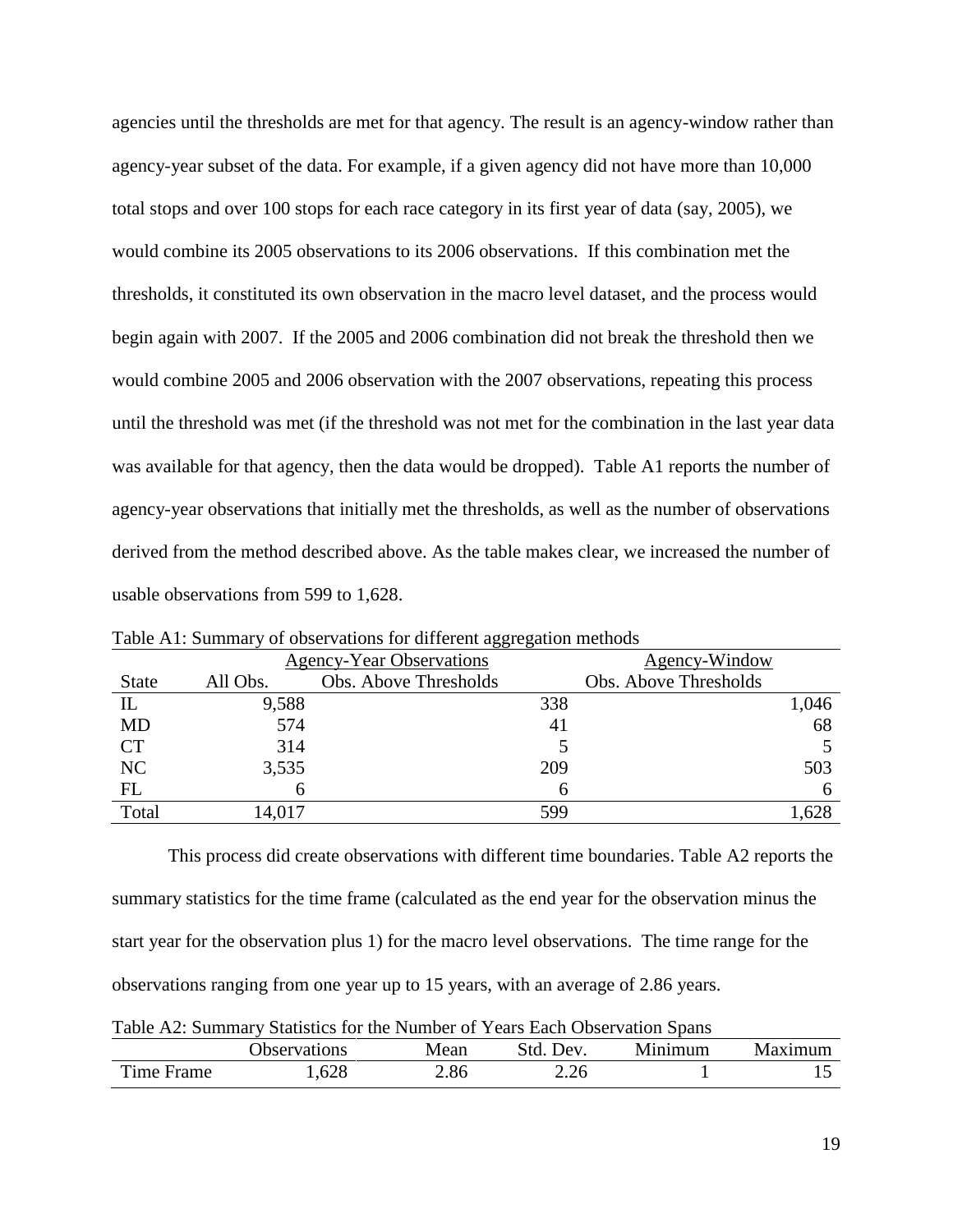agencies until the thresholds are met for that agency. The result is an agency-window rather than agency-year subset of the data. For example, if a given agency did not have more than 10,000 total stops and over 100 stops for each race category in its first year of data (say, 2005), we would combine its 2005 observations to its 2006 observations. If this combination met the thresholds, it constituted its own observation in the macro level dataset, and the process would begin again with 2007. If the 2005 and 2006 combination did not break the threshold then we would combine 2005 and 2006 observation with the 2007 observations, repeating this process until the threshold was met (if the threshold was not met for the combination in the last year data was available for that agency, then the data would be dropped). Table A1 reports the number of agency-year observations that initially met the thresholds, as well as the number of observations derived from the method described above. As the table makes clear, we increased the number of usable observations from 599 to 1,628.

Table A1: Summary of observations for different aggregation methods

| | Agency-Year Observations | | Agency-Window |
|---|---|---|---|
| State | All Obs. | Obs. Above Thresholds | Obs. Above Thresholds |
| IL | 9,588 | 338 | 1,046 |
| MD | 574 | 41 | 68 |
| CT | 314 | 5 | 5 |
| NC | 3,535 | 209 | 503 |
| FL | 6 | 6 | 6 |
| Total | 14,017 | 599 | 1,628 |

This process did create observations with different time boundaries. Table A2 reports the summary statistics for the time frame (calculated as the end year for the observation minus the start year for the observation plus 1) for the macro level observations. The time range for the observations ranging from one year up to 15 years, with an average of 2.86 years.

Table A2: Summary Statistics for the Number of Years Each Observation Spans

| | Observations | Mean | Std. Dev. | Minimum | Maximum |
|---|---|---|---|---|---|
| Time Frame | 1,628 | 2.86 | 2.26 | 1 | 15 |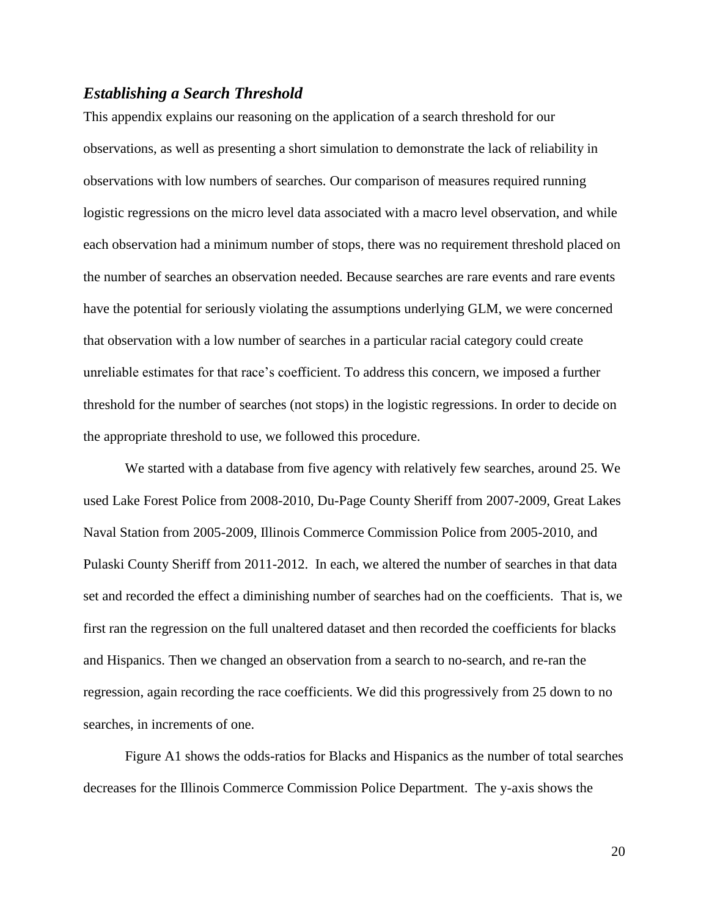### *Establishing a Search Threshold*

This appendix explains our reasoning on the application of a search threshold for our observations, as well as presenting a short simulation to demonstrate the lack of reliability in observations with low numbers of searches. Our comparison of measures required running logistic regressions on the micro level data associated with a macro level observation, and while each observation had a minimum number of stops, there was no requirement threshold placed on the number of searches an observation needed. Because searches are rare events and rare events have the potential for seriously violating the assumptions underlying GLM, we were concerned that observation with a low number of searches in a particular racial category could create unreliable estimates for that race's coefficient. To address this concern, we imposed a further threshold for the number of searches (not stops) in the logistic regressions. In order to decide on the appropriate threshold to use, we followed this procedure.

We started with a database from five agency with relatively few searches, around 25. We used Lake Forest Police from 2008-2010, Du-Page County Sheriff from 2007-2009, Great Lakes Naval Station from 2005-2009, Illinois Commerce Commission Police from 2005-2010, and Pulaski County Sheriff from 2011-2012. In each, we altered the number of searches in that data set and recorded the effect a diminishing number of searches had on the coefficients. That is, we first ran the regression on the full unaltered dataset and then recorded the coefficients for blacks and Hispanics. Then we changed an observation from a search to no-search, and re-ran the regression, again recording the race coefficients. We did this progressively from 25 down to no searches, in increments of one.

Figure A1 shows the odds-ratios for Blacks and Hispanics as the number of total searches decreases for the Illinois Commerce Commission Police Department. The y-axis shows the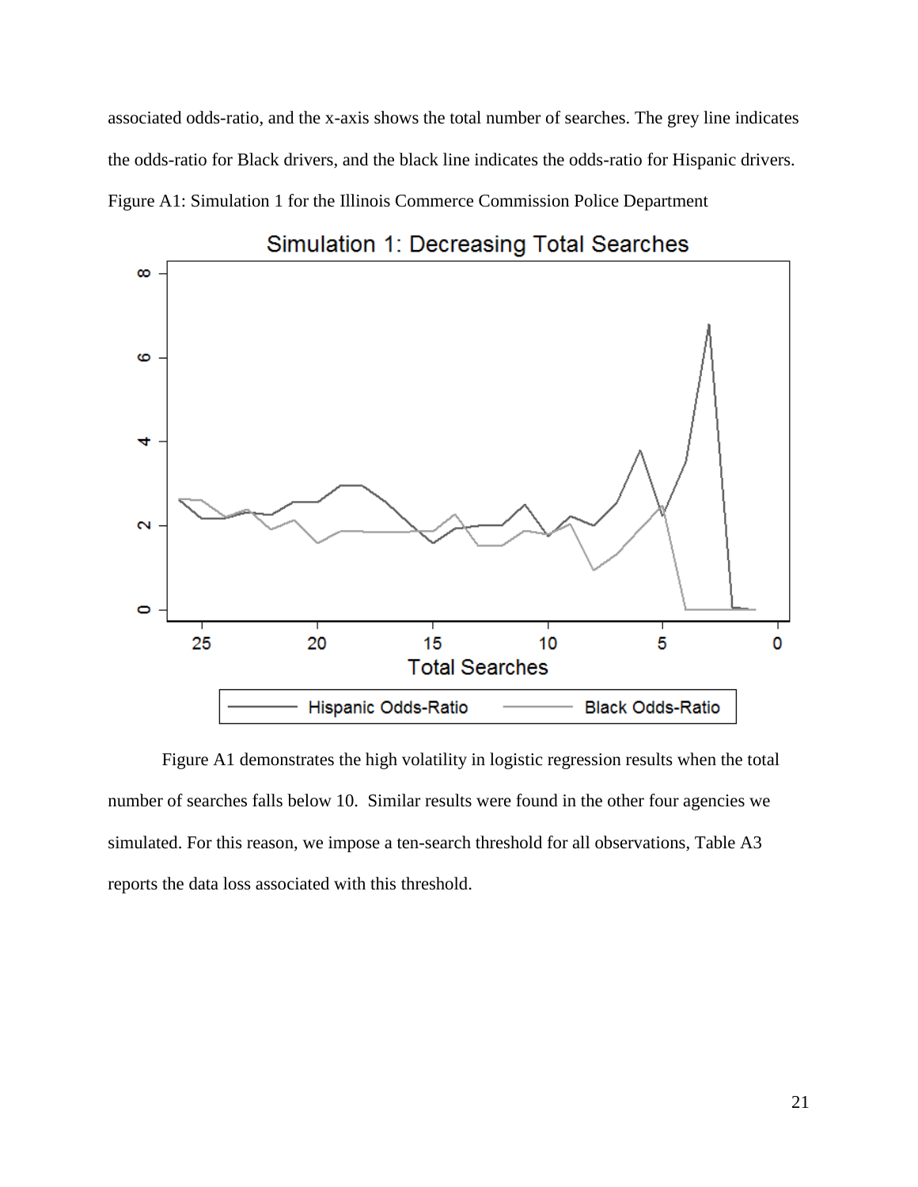associated odds-ratio, and the x-axis shows the total number of searches. The grey line indicates the odds-ratio for Black drivers, and the black line indicates the odds-ratio for Hispanic drivers.

Figure A1: Simulation 1 for the Illinois Commerce Commission Police Department

Figure A1 demonstrates the high volatility in logistic regression results when the total number of searches falls below 10. Similar results were found in the other four agencies we simulated. For this reason, we impose a ten-search threshold for all observations, Table A3 reports the data loss associated with this threshold.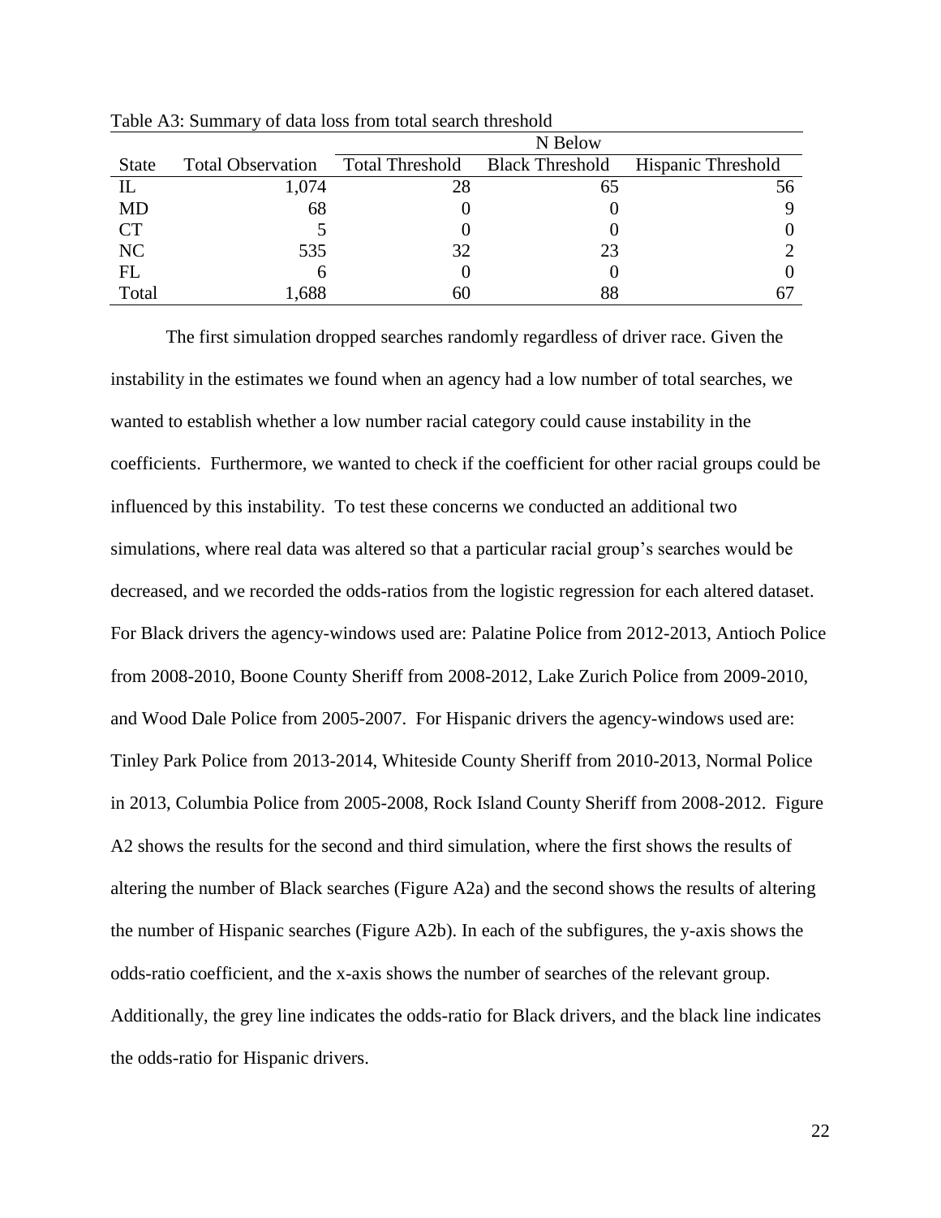Table A3: Summary of data loss from total search threshold

| | | N Below | | |
|---|---|---|---|---|
| State | Total Observation | Total Threshold | Black Threshold | Hispanic Threshold |
| IL | 1,074 | 28 | 65 | 56 |
| MD | 68 | 0 | 0 | 9 |
| CT | 5 | 0 | 0 | 0 |
| NC | 535 | 32 | 23 | 2 |
| FL | 6 | 0 | 0 | 0 |
| Total | 1,688 | 60 | 88 | 67 |

The first simulation dropped searches randomly regardless of driver race. Given the instability in the estimates we found when an agency had a low number of total searches, we wanted to establish whether a low number racial category could cause instability in the coefficients. Furthermore, we wanted to check if the coefficient for other racial groups could be influenced by this instability. To test these concerns we conducted an additional two simulations, where real data was altered so that a particular racial group's searches would be decreased, and we recorded the odds-ratios from the logistic regression for each altered dataset. For Black drivers the agency-windows used are: Palatine Police from 2012-2013, Antioch Police from 2008-2010, Boone County Sheriff from 2008-2012, Lake Zurich Police from 2009-2010, and Wood Dale Police from 2005-2007. For Hispanic drivers the agency-windows used are: Tinley Park Police from 2013-2014, Whiteside County Sheriff from 2010-2013, Normal Police in 2013, Columbia Police from 2005-2008, Rock Island County Sheriff from 2008-2012. Figure A2 shows the results for the second and third simulation, where the first shows the results of altering the number of Black searches (Figure A2a) and the second shows the results of altering the number of Hispanic searches (Figure A2b). In each of the subfigures, the y-axis shows the odds-ratio coefficient, and the x-axis shows the number of searches of the relevant group. Additionally, the grey line indicates the odds-ratio for Black drivers, and the black line indicates the odds-ratio for Hispanic drivers.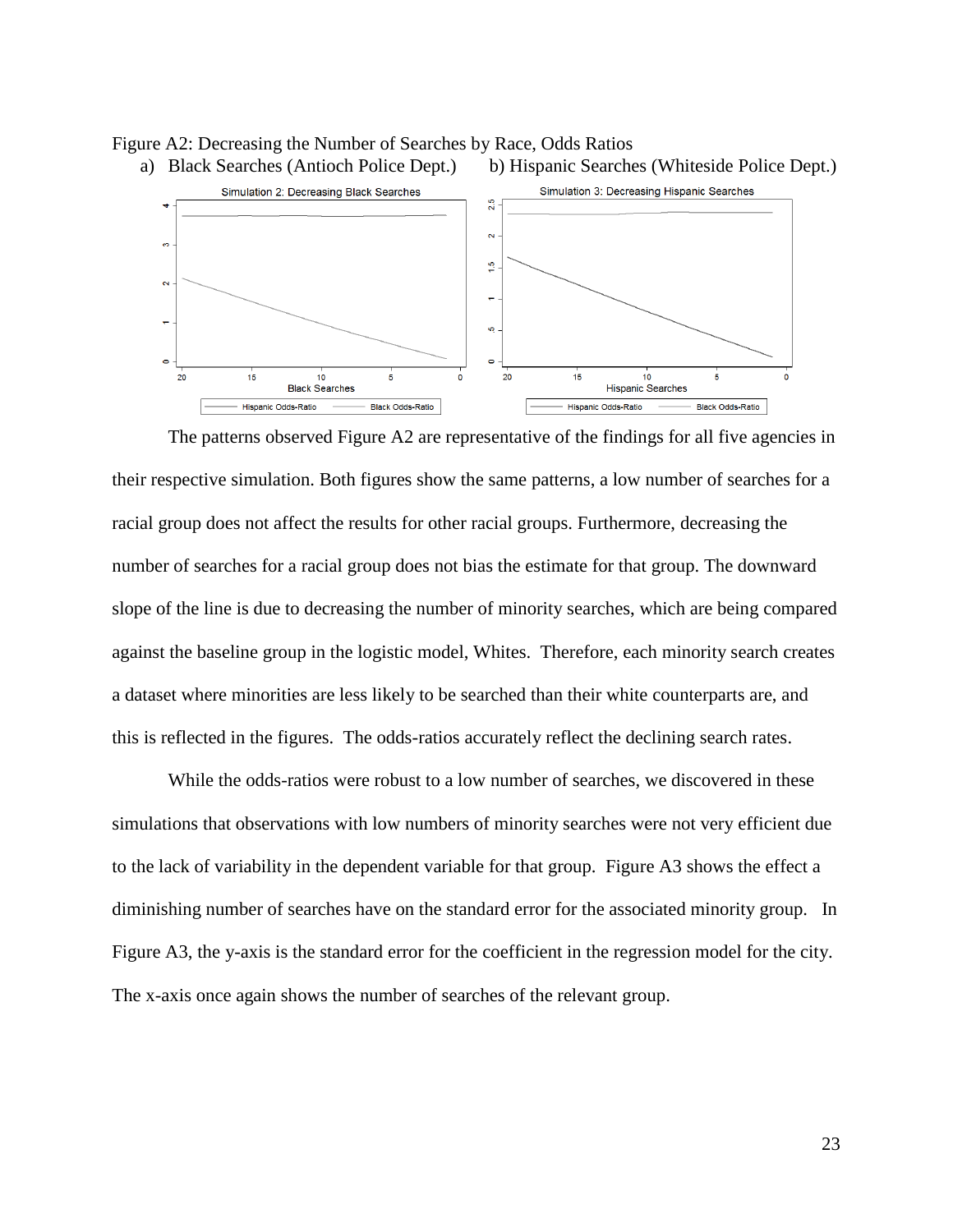Figure A2: Decreasing the Number of Searches by Race, Odds Ratios

a) Black Searches (Antioch Police Dept.) b) Hispanic Searches (Whiteside Police Dept.)

The patterns observed Figure A2 are representative of the findings for all five agencies in their respective simulation. Both figures show the same patterns, a low number of searches for a racial group does not affect the results for other racial groups. Furthermore, decreasing the number of searches for a racial group does not bias the estimate for that group. The downward slope of the line is due to decreasing the number of minority searches, which are being compared against the baseline group in the logistic model, Whites. Therefore, each minority search creates a dataset where minorities are less likely to be searched than their white counterparts are, and this is reflected in the figures. The odds-ratios accurately reflect the declining search rates.

While the odds-ratios were robust to a low number of searches, we discovered in these simulations that observations with low numbers of minority searches were not very efficient due to the lack of variability in the dependent variable for that group. Figure A3 shows the effect a diminishing number of searches have on the standard error for the associated minority group. In Figure A3, the y-axis is the standard error for the coefficient in the regression model for the city. The x-axis once again shows the number of searches of the relevant group.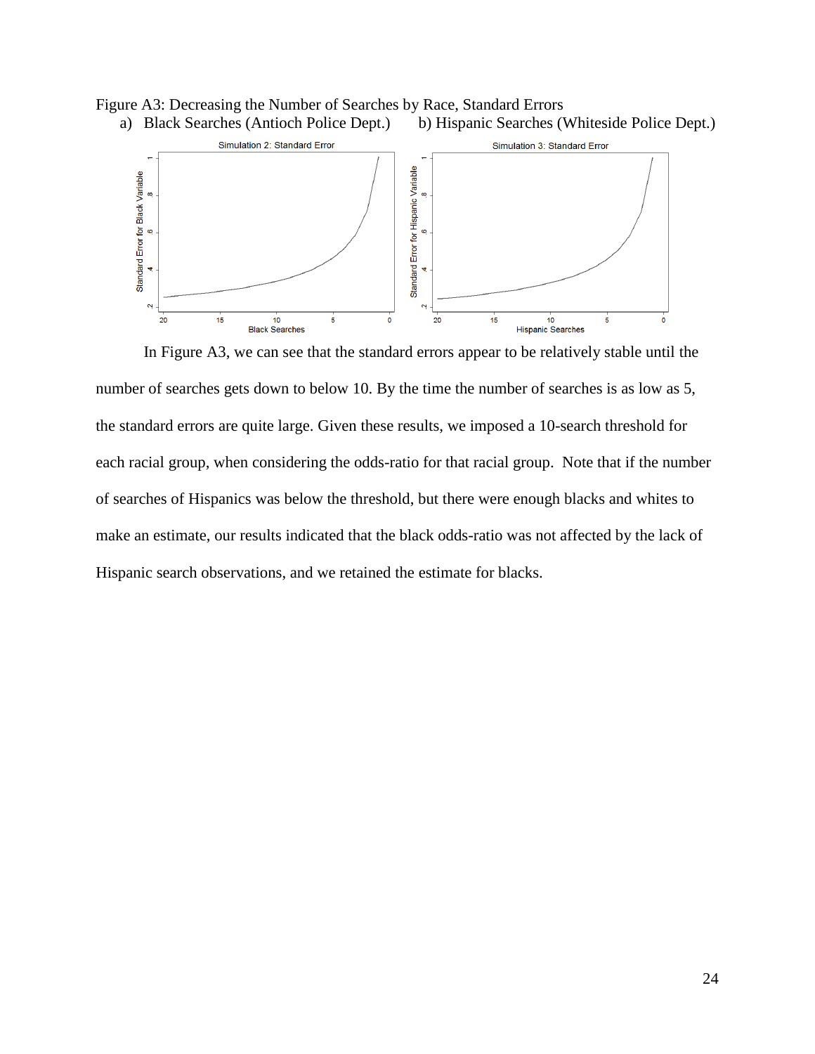Figure A3: Decreasing the Number of Searches by Race, Standard Errors

a) Black Searches (Antioch Police Dept.) b) Hispanic Searches (Whiteside Police Dept.)

In Figure A3, we can see that the standard errors appear to be relatively stable until the number of searches gets down to below 10. By the time the number of searches is as low as 5, the standard errors are quite large. Given these results, we imposed a 10-search threshold for each racial group, when considering the odds-ratio for that racial group. Note that if the number of searches of Hispanics was below the threshold, but there were enough blacks and whites to make an estimate, our results indicated that the black odds-ratio was not affected by the lack of Hispanic search observations, and we retained the estimate for blacks.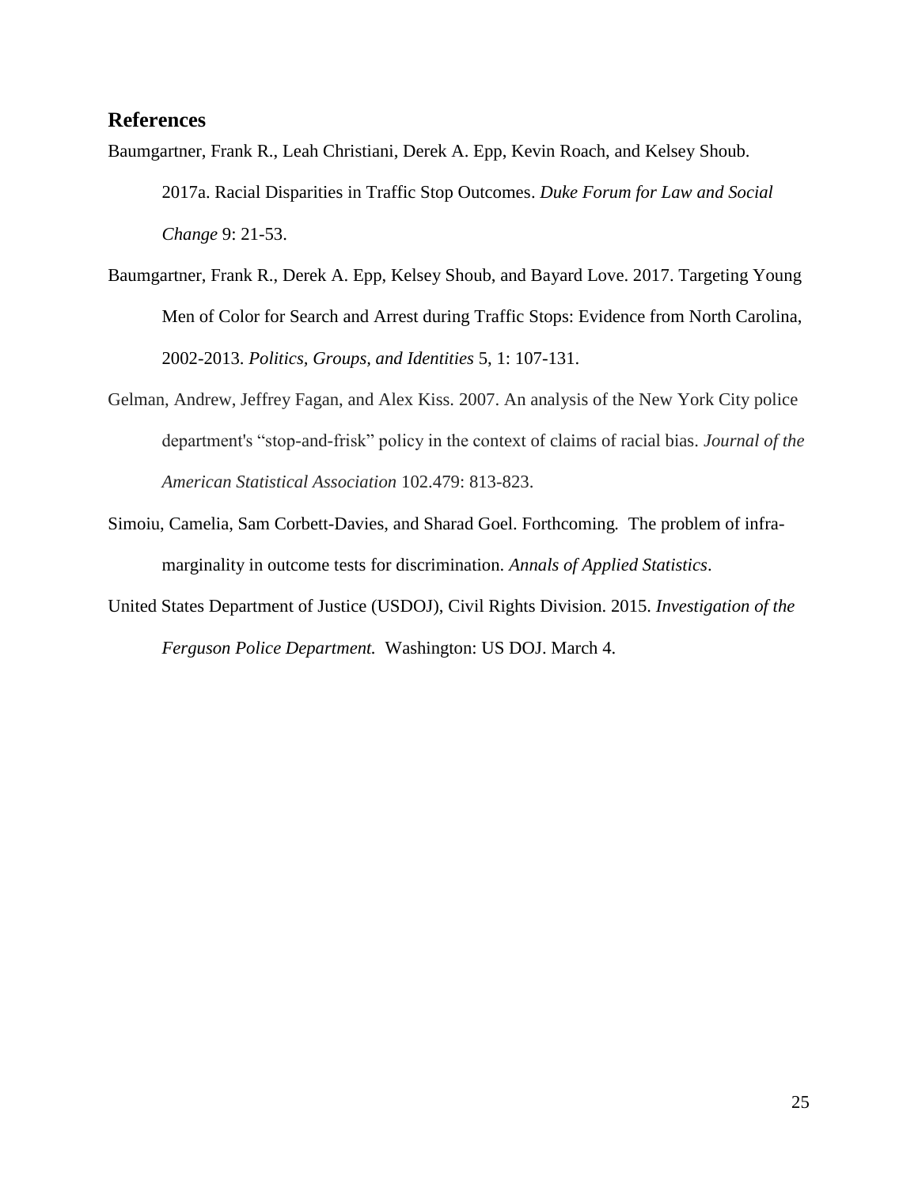## References

Baumgartner, Frank R., Leah Christiani, Derek A. Epp, Kevin Roach, and Kelsey Shoub. 2017a. Racial Disparities in Traffic Stop Outcomes. *Duke Forum for Law and Social Change* 9: 21-53.

Baumgartner, Frank R., Derek A. Epp, Kelsey Shoub, and Bayard Love. 2017. Targeting Young Men of Color for Search and Arrest during Traffic Stops: Evidence from North Carolina, 2002-2013. *Politics, Groups, and Identities* 5, 1: 107-131.

Gelman, Andrew, Jeffrey Fagan, and Alex Kiss. 2007. An analysis of the New York City police department's "stop-and-frisk" policy in the context of claims of racial bias. *Journal of the American Statistical Association* 102.479: 813-823.

Simoiu, Camelia, Sam Corbett-Davies, and Sharad Goel. Forthcoming. The problem of infra-marginality in outcome tests for discrimination. *Annals of Applied Statistics*.

United States Department of Justice (USDOJ), Civil Rights Division. 2015. *Investigation of the Ferguson Police Department.* Washington: US DOJ. March 4.